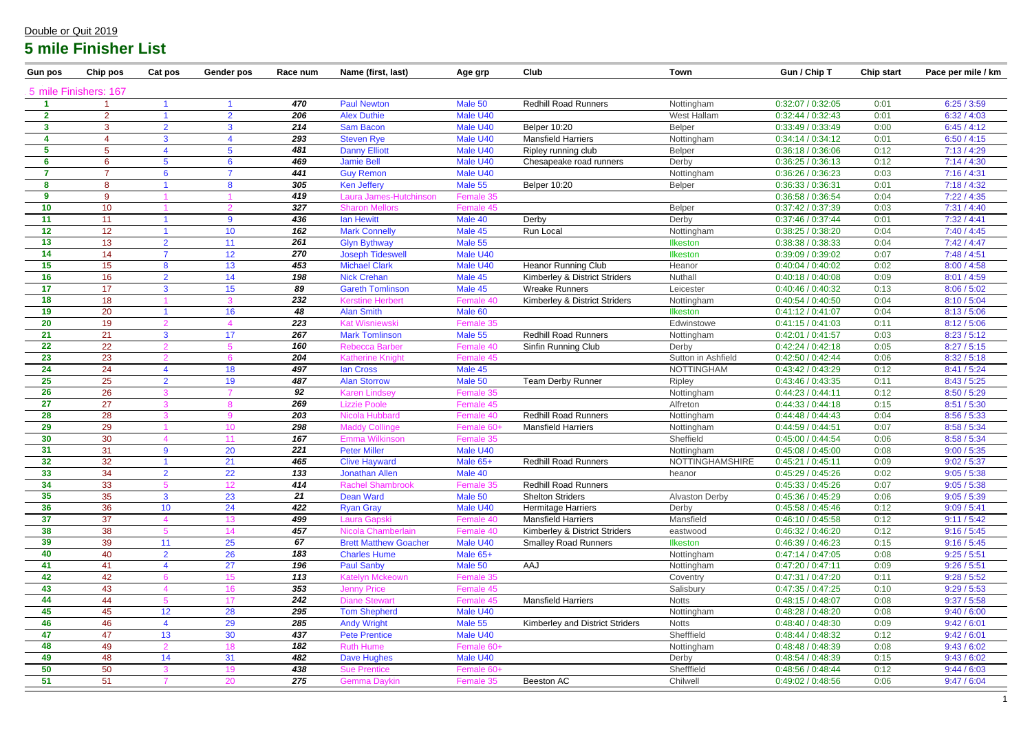Double or Quit 2019

# 5 mile Finisher List

| Gun pos | Chip pos | Cat pos | Gender pos | Race num | Name (first, last) | Age grp | Club | Town | Gun / Chip T | Chip start | Pace per mile / km |
|---|---|---|---|---|---|---|---|---|---|---|---|
| 5 mile Finishers: 167 | | | | | | | | | | | |
| 1 | 1 | 1 | 1 | 470 | Paul Newton | Male 50 | Redhill Road Runners | Nottingham | 0:32:07 / 0:32:05 | 0:01 | 6:25 / 3:59 |
| 2 | 2 | 1 | 2 | 206 | Alex Duthie | Male U40 | | West Hallam | 0:32:44 / 0:32:43 | 0:01 | 6:32 / 4:03 |
| 3 | 3 | 2 | 3 | 214 | Sam Bacon | Male U40 | Belper 10:20 | Belper | 0:33:49 / 0:33:49 | 0:00 | 6:45 / 4:12 |
| 4 | 4 | 3 | 4 | 293 | Steven Rye | Male U40 | Mansfield Harriers | Nottingham | 0:34:14 / 0:34:12 | 0:01 | 6:50 / 4:15 |
| 5 | 5 | 4 | 5 | 481 | Danny Elliott | Male U40 | Ripley running club | Belper | 0:36:18 / 0:36:06 | 0:12 | 7:13 / 4:29 |
| 6 | 6 | 5 | 6 | 469 | Jamie Bell | Male U40 | Chesapeake road runners | Derby | 0:36:25 / 0:36:13 | 0:12 | 7:14 / 4:30 |
| 7 | 7 | 6 | 7 | 441 | Guy Remon | Male U40 | | Nottingham | 0:36:26 / 0:36:23 | 0:03 | 7:16 / 4:31 |
| 8 | 8 | 1 | 8 | 305 | Ken Jeffery | Male 55 | Belper 10:20 | Belper | 0:36:33 / 0:36:31 | 0:01 | 7:18 / 4:32 |
| 9 | 9 | 1 | 1 | 419 | Laura James-Hutchinson | Female 35 | | | 0:36:58 / 0:36:54 | 0:04 | 7:22 / 4:35 |
| 10 | 10 | 1 | 2 | 327 | Sharon Mellors | Female 45 | | Belper | 0:37:42 / 0:37:39 | 0:03 | 7:31 / 4:40 |
| 11 | 11 | 1 | 9 | 436 | Ian Hewitt | Male 40 | Derby | Derby | 0:37:46 / 0:37:44 | 0:01 | 7:32 / 4:41 |
| 12 | 12 | 1 | 10 | 162 | Mark Connelly | Male 45 | Run Local | Nottingham | 0:38:25 / 0:38:20 | 0:04 | 7:40 / 4:45 |
| 13 | 13 | 2 | 11 | 261 | Glyn Bythway | Male 55 | | Ilkeston | 0:38:38 / 0:38:33 | 0:04 | 7:42 / 4:47 |
| 14 | 14 | 7 | 12 | 270 | Joseph Tideswell | Male U40 | | Ilkeston | 0:39:09 / 0:39:02 | 0:07 | 7:48 / 4:51 |
| 15 | 15 | 8 | 13 | 453 | Michael Clark | Male U40 | Heanor Running Club | Heanor | 0:40:04 / 0:40:02 | 0:02 | 8:00 / 4:58 |
| 16 | 16 | 2 | 14 | 198 | Nick Crehan | Male 45 | Kimberley & District Striders | Nuthall | 0:40:18 / 0:40:08 | 0:09 | 8:01 / 4:59 |
| 17 | 17 | 3 | 15 | 89 | Gareth Tomlinson | Male 45 | Wreake Runners | Leicester | 0:40:46 / 0:40:32 | 0:13 | 8:06 / 5:02 |
| 18 | 18 | 1 | 3 | 232 | Kerstine Herbert | Female 40 | Kimberley & District Striders | Nottingham | 0:40:54 / 0:40:50 | 0:04 | 8:10 / 5:04 |
| 19 | 20 | 1 | 16 | 48 | Alan Smith | Male 60 | | Ilkeston | 0:41:12 / 0:41:07 | 0:04 | 8:13 / 5:06 |
| 20 | 19 | 2 | 4 | 223 | Kat Wisniewski | Female 35 | | Edwinstowe | 0:41:15 / 0:41:03 | 0:11 | 8:12 / 5:06 |
| 21 | 21 | 3 | 17 | 267 | Mark Tomlinson | Male 55 | Redhill Road Runners | Nottingham | 0:42:01 / 0:41:57 | 0:03 | 8:23 / 5:12 |
| 22 | 22 | 2 | 5 | 160 | Rebecca Barber | Female 40 | Sinfin Running Club | Derby | 0:42:24 / 0:42:18 | 0:05 | 8:27 / 5:15 |
| 23 | 23 | 2 | 6 | 204 | Katherine Knight | Female 45 | | Sutton in Ashfield | 0:42:50 / 0:42:44 | 0:06 | 8:32 / 5:18 |
| 24 | 24 | 4 | 18 | 497 | Ian Cross | Male 45 | | NOTTINGHAM | 0:43:42 / 0:43:29 | 0:12 | 8:41 / 5:24 |
| 25 | 25 | 2 | 19 | 487 | Alan Storrow | Male 50 | Team Derby Runner | Ripley | 0:43:46 / 0:43:35 | 0:11 | 8:43 / 5:25 |
| 26 | 26 | 3 | 7 | 92 | Karen Lindsey | Female 35 | | Nottingham | 0:44:23 / 0:44:11 | 0:12 | 8:50 / 5:29 |
| 27 | 27 | 3 | 8 | 269 | Lizzie Poole | Female 45 | | Alfreton | 0:44:33 / 0:44:18 | 0:15 | 8:51 / 5:30 |
| 28 | 28 | 3 | 9 | 203 | Nicola Hubbard | Female 40 | Redhill Road Runners | Nottingham | 0:44:48 / 0:44:43 | 0:04 | 8:56 / 5:33 |
| 29 | 29 | 1 | 10 | 298 | Maddy Collinge | Female 60+ | Mansfield Harriers | Nottingham | 0:44:59 / 0:44:51 | 0:07 | 8:58 / 5:34 |
| 30 | 30 | 4 | 11 | 167 | Emma Wilkinson | Female 35 | | Sheffield | 0:45:00 / 0:44:54 | 0:06 | 8:58 / 5:34 |
| 31 | 31 | 9 | 20 | 221 | Peter Miller | Male U40 | | Nottingham | 0:45:08 / 0:45:00 | 0:08 | 9:00 / 5:35 |
| 32 | 32 | 1 | 21 | 465 | Clive Hayward | Male 65+ | Redhill Road Runners | NOTTINGHAMSHIRE | 0:45:21 / 0:45:11 | 0:09 | 9:02 / 5:37 |
| 33 | 34 | 2 | 22 | 133 | Jonathan Allen | Male 40 | | heanor | 0:45:29 / 0:45:26 | 0:02 | 9:05 / 5:38 |
| 34 | 33 | 5 | 12 | 414 | Rachel Shambrook | Female 35 | Redhill Road Runners | | 0:45:33 / 0:45:26 | 0:07 | 9:05 / 5:38 |
| 35 | 35 | 3 | 23 | 21 | Dean Ward | Male 50 | Shelton Striders | Alvaston Derby | 0:45:36 / 0:45:29 | 0:06 | 9:05 / 5:39 |
| 36 | 36 | 10 | 24 | 422 | Ryan Gray | Male U40 | Hermitage Harriers | Derby | 0:45:58 / 0:45:46 | 0:12 | 9:09 / 5:41 |
| 37 | 37 | 4 | 13 | 499 | Laura Gapski | Female 40 | Mansfield Harriers | Mansfield | 0:46:10 / 0:45:58 | 0:12 | 9:11 / 5:42 |
| 38 | 38 | 5 | 14 | 457 | Nicola Chamberlain | Female 40 | Kimberley & District Striders | eastwood | 0:46:32 / 0:46:20 | 0:12 | 9:16 / 5:45 |
| 39 | 39 | 11 | 25 | 67 | Brett Matthew Goacher | Male U40 | Smalley Road Runners | Ilkeston | 0:46:39 / 0:46:23 | 0:15 | 9:16 / 5:45 |
| 40 | 40 | 2 | 26 | 183 | Charles Hume | Male 65+ | | Nottingham | 0:47:14 / 0:47:05 | 0:08 | 9:25 / 5:51 |
| 41 | 41 | 4 | 27 | 196 | Paul Sanby | Male 50 | AAJ | Nottingham | 0:47:20 / 0:47:11 | 0:09 | 9:26 / 5:51 |
| 42 | 42 | 6 | 15 | 113 | Katelyn Mckeown | Female 35 | | Coventry | 0:47:31 / 0:47:20 | 0:11 | 9:28 / 5:52 |
| 43 | 43 | 4 | 16 | 353 | Jenny Price | Female 45 | | Salisbury | 0:47:35 / 0:47:25 | 0:10 | 9:29 / 5:53 |
| 44 | 44 | 5 | 17 | 242 | Diane Stewart | Female 45 | Mansfield Harriers | Notts | 0:48:15 / 0:48:07 | 0:08 | 9:37 / 5:58 |
| 45 | 45 | 12 | 28 | 295 | Tom Shepherd | Male U40 | | Nottingham | 0:48:28 / 0:48:20 | 0:08 | 9:40 / 6:00 |
| 46 | 46 | 4 | 29 | 285 | Andy Wright | Male 55 | Kimberley and District Striders | Notts | 0:48:40 / 0:48:30 | 0:09 | 9:42 / 6:01 |
| 47 | 47 | 13 | 30 | 437 | Pete Prentice | Male U40 | | Shefffield | 0:48:44 / 0:48:32 | 0:12 | 9:42 / 6:01 |
| 48 | 49 | 2 | 18 | 182 | Ruth Hume | Female 60+ | | Nottingham | 0:48:48 / 0:48:39 | 0:08 | 9:43 / 6:02 |
| 49 | 48 | 14 | 31 | 482 | Dave Hughes | Male U40 | | Derby | 0:48:54 / 0:48:39 | 0:15 | 9:43 / 6:02 |
| 50 | 50 | 3 | 19 | 438 | Sue Prentice | Female 60+ | | Shefffield | 0:48:56 / 0:48:44 | 0:12 | 9:44 / 6:03 |
| 51 | 51 | 7 | 20 | 275 | Gemma Daykin | Female 35 | Beeston AC | Chilwell | 0:49:02 / 0:48:56 | 0:06 | 9:47 / 6:04 |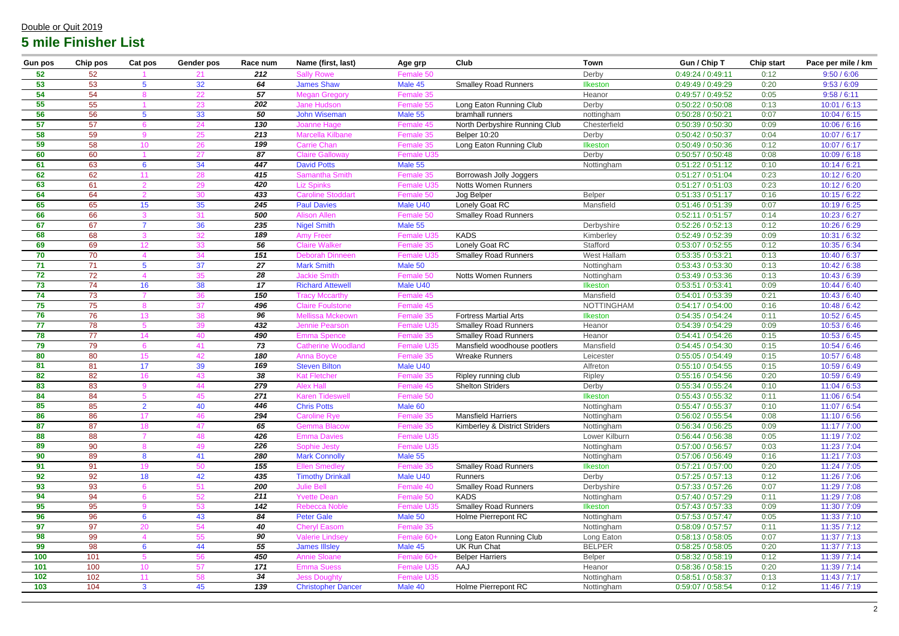Double or Quit 2019

## 5 mile Finisher List

| Gun pos | Chip pos | Cat pos | Gender pos | Race num | Name (first, last) | Age grp | Club | Town | Gun / Chip T | Chip start | Pace per mile / km |
|---|---|---|---|---|---|---|---|---|---|---|---|
| 52 | 52 | 1 | 21 | 212 | Sally Rowe | Female 50 | | Derby | 0:49:24 / 0:49:11 | 0:12 | 9:50 / 6:06 |
| 53 | 53 | 5 | 32 | 64 | James Shaw | Male 45 | Smalley Road Runners | Ilkeston | 0:49:49 / 0:49:29 | 0:20 | 9:53 / 6:09 |
| 54 | 54 | 8 | 22 | 57 | Megan Gregory | Female 35 | | Heanor | 0:49:57 / 0:49:52 | 0:05 | 9:58 / 6:11 |
| 55 | 55 | 1 | 23 | 202 | Jane Hudson | Female 55 | Long Eaton Running Club | Derby | 0:50:22 / 0:50:08 | 0:13 | 10:01 / 6:13 |
| 56 | 56 | 5 | 33 | 50 | John Wiseman | Male 55 | bramhall runners | nottingham | 0:50:28 / 0:50:21 | 0:07 | 10:04 / 6:15 |
| 57 | 57 | 6 | 24 | 130 | Joanne Hage | Female 45 | North Derbyshire Running Club | Chesterfield | 0:50:39 / 0:50:30 | 0:09 | 10:06 / 6:16 |
| 58 | 59 | 9 | 25 | 213 | Marcella Kilbane | Female 35 | Belper 10:20 | Derby | 0:50:42 / 0:50:37 | 0:04 | 10:07 / 6:17 |
| 59 | 58 | 10 | 26 | 199 | Carrie Chan | Female 35 | Long Eaton Running Club | Ilkeston | 0:50:49 / 0:50:36 | 0:12 | 10:07 / 6:17 |
| 60 | 60 | 1 | 27 | 87 | Claire Galloway | Female U35 | | Derby | 0:50:57 / 0:50:48 | 0:08 | 10:09 / 6:18 |
| 61 | 63 | 6 | 34 | 447 | David Potts | Male 55 | | Nottingham | 0:51:22 / 0:51:12 | 0:10 | 10:14 / 6:21 |
| 62 | 62 | 11 | 28 | 415 | Samantha Smith | Female 35 | Borrowash Jolly Joggers | | 0:51:27 / 0:51:04 | 0:23 | 10:12 / 6:20 |
| 63 | 61 | 2 | 29 | 420 | Liz Spinks | Female U35 | Notts Women Runners | | 0:51:27 / 0:51:03 | 0:23 | 10:12 / 6:20 |
| 64 | 64 | 2 | 30 | 433 | Caroline Stoddart | Female 50 | Jog Belper | Belper | 0:51:33 / 0:51:17 | 0:16 | 10:15 / 6:22 |
| 65 | 65 | 15 | 35 | 245 | Paul Davies | Male U40 | Lonely Goat RC | Mansfield | 0:51:46 / 0:51:39 | 0:07 | 10:19 / 6:25 |
| 66 | 66 | 3 | 31 | 500 | Alison Allen | Female 50 | Smalley Road Runners | | 0:52:11 / 0:51:57 | 0:14 | 10:23 / 6:27 |
| 67 | 67 | 7 | 36 | 235 | Nigel Smith | Male 55 | | Derbyshire | 0:52:26 / 0:52:13 | 0:12 | 10:26 / 6:29 |
| 68 | 68 | 3 | 32 | 189 | Amy Freer | Female U35 | KADS | Kimberley | 0:52:49 / 0:52:39 | 0:09 | 10:31 / 6:32 |
| 69 | 69 | 12 | 33 | 56 | Claire Walker | Female 35 | Lonely Goat RC | Stafford | 0:53:07 / 0:52:55 | 0:12 | 10:35 / 6:34 |
| 70 | 70 | 4 | 34 | 151 | Deborah Dinneen | Female U35 | Smalley Road Runners | West Hallam | 0:53:35 / 0:53:21 | 0:13 | 10:40 / 6:37 |
| 71 | 71 | 5 | 37 | 27 | Mark Smith | Male 50 | | Nottingham | 0:53:43 / 0:53:30 | 0:13 | 10:42 / 6:38 |
| 72 | 72 | 4 | 35 | 28 | Jackie Smith | Female 50 | Notts Women Runners | Nottingham | 0:53:49 / 0:53:36 | 0:13 | 10:43 / 6:39 |
| 73 | 74 | 16 | 38 | 17 | Richard Attewell | Male U40 | | Ilkeston | 0:53:51 / 0:53:41 | 0:09 | 10:44 / 6:40 |
| 74 | 73 | 7 | 36 | 150 | Tracy Mccarthy | Female 45 | | Mansfield | 0:54:01 / 0:53:39 | 0:21 | 10:43 / 6:40 |
| 75 | 75 | 8 | 37 | 496 | Claire Foulstone | Female 45 | | NOTTINGHAM | 0:54:17 / 0:54:00 | 0:16 | 10:48 / 6:42 |
| 76 | 76 | 13 | 38 | 96 | Mellissa Mckeown | Female 35 | Fortress Martial Arts | Ilkeston | 0:54:35 / 0:54:24 | 0:11 | 10:52 / 6:45 |
| 77 | 78 | 5 | 39 | 432 | Jennie Pearson | Female U35 | Smalley Road Runners | Heanor | 0:54:39 / 0:54:29 | 0:09 | 10:53 / 6:46 |
| 78 | 77 | 14 | 40 | 490 | Emma Spence | Female 35 | Smalley Road Runners | Heanor | 0:54:41 / 0:54:26 | 0:15 | 10:53 / 6:45 |
| 79 | 79 | 6 | 41 | 73 | Catherine Woodland | Female U35 | Mansfield woodhouse pootlers | Mansfield | 0:54:45 / 0:54:30 | 0:15 | 10:54 / 6:46 |
| 80 | 80 | 15 | 42 | 180 | Anna Boyce | Female 35 | Wreake Runners | Leicester | 0:55:05 / 0:54:49 | 0:15 | 10:57 / 6:48 |
| 81 | 81 | 17 | 39 | 169 | Steven Bilton | Male U40 | | Alfreton | 0:55:10 / 0:54:55 | 0:15 | 10:59 / 6:49 |
| 82 | 82 | 16 | 43 | 38 | Kat Fletcher | Female 35 | Ripley running club | Ripley | 0:55:16 / 0:54:56 | 0:20 | 10:59 / 6:49 |
| 83 | 83 | 9 | 44 | 279 | Alex Hall | Female 45 | Shelton Striders | Derby | 0:55:34 / 0:55:24 | 0:10 | 11:04 / 6:53 |
| 84 | 84 | 5 | 45 | 271 | Karen Tideswell | Female 50 | | Ilkeston | 0:55:43 / 0:55:32 | 0:11 | 11:06 / 6:54 |
| 85 | 85 | 2 | 40 | 446 | Chris Potts | Male 60 | | Nottingham | 0:55:47 / 0:55:37 | 0:10 | 11:07 / 6:54 |
| 86 | 86 | 17 | 46 | 294 | Caroline Rye | Female 35 | Mansfield Harriers | Nottingham | 0:56:02 / 0:55:54 | 0:08 | 11:10 / 6:56 |
| 87 | 87 | 18 | 47 | 65 | Gemma Blacow | Female 35 | Kimberley & District Striders | Nottingham | 0:56:34 / 0:56:25 | 0:09 | 11:17 / 7:00 |
| 88 | 88 | 7 | 48 | 426 | Emma Davies | Female U35 | | Lower Kilburn | 0:56:44 / 0:56:38 | 0:05 | 11:19 / 7:02 |
| 89 | 90 | 8 | 49 | 226 | Sophie Jesty | Female U35 | | Nottingham | 0:57:00 / 0:56:57 | 0:03 | 11:23 / 7:04 |
| 90 | 89 | 8 | 41 | 280 | Mark Connolly | Male 55 | | Nottingham | 0:57:06 / 0:56:49 | 0:16 | 11:21 / 7:03 |
| 91 | 91 | 19 | 50 | 155 | Ellen Smedley | Female 35 | Smalley Road Runners | Ilkeston | 0:57:21 / 0:57:00 | 0:20 | 11:24 / 7:05 |
| 92 | 92 | 18 | 42 | 435 | Timothy Drinkall | Male U40 | Runners | Derby | 0:57:25 / 0:57:13 | 0:12 | 11:26 / 7:06 |
| 93 | 93 | 6 | 51 | 200 | Julie Bell | Female 40 | Smalley Road Runners | Derbyshire | 0:57:33 / 0:57:26 | 0:07 | 11:29 / 7:08 |
| 94 | 94 | 6 | 52 | 211 | Yvette Dean | Female 50 | KADS | Nottingham | 0:57:40 / 0:57:29 | 0:11 | 11:29 / 7:08 |
| 95 | 95 | 9 | 53 | 142 | Rebecca Noble | Female U35 | Smalley Road Runners | Ilkeston | 0:57:43 / 0:57:33 | 0:09 | 11:30 / 7:09 |
| 96 | 96 | 6 | 43 | 84 | Peter Gale | Male 50 | Holme Pierrepont RC | Nottingham | 0:57:53 / 0:57:47 | 0:05 | 11:33 / 7:10 |
| 97 | 97 | 20 | 54 | 40 | Cheryl Easom | Female 35 | | Nottingham | 0:58:09 / 0:57:57 | 0:11 | 11:35 / 7:12 |
| 98 | 99 | 4 | 55 | 90 | Valerie Lindsey | Female 60+ | Long Eaton Running Club | Long Eaton | 0:58:13 / 0:58:05 | 0:07 | 11:37 / 7:13 |
| 99 | 98 | 6 | 44 | 55 | James Illsley | Male 45 | UK Run Chat | BELPER | 0:58:25 / 0:58:05 | 0:20 | 11:37 / 7:13 |
| 100 | 101 | 5 | 56 | 450 | Annie Sloane | Female 60+ | Belper Harriers | Belper | 0:58:32 / 0:58:19 | 0:12 | 11:39 / 7:14 |
| 101 | 100 | 10 | 57 | 171 | Emma Suess | Female U35 | AAJ | Heanor | 0:58:36 / 0:58:15 | 0:20 | 11:39 / 7:14 |
| 102 | 102 | 11 | 58 | 34 | Jess Doughty | Female U35 | | Nottingham | 0:58:51 / 0:58:37 | 0:13 | 11:43 / 7:17 |
| 103 | 104 | 3 | 45 | 139 | Christopher Dancer | Male 40 | Holme Pierrepont RC | Nottingham | 0:59:07 / 0:58:54 | 0:12 | 11:46 / 7:19 |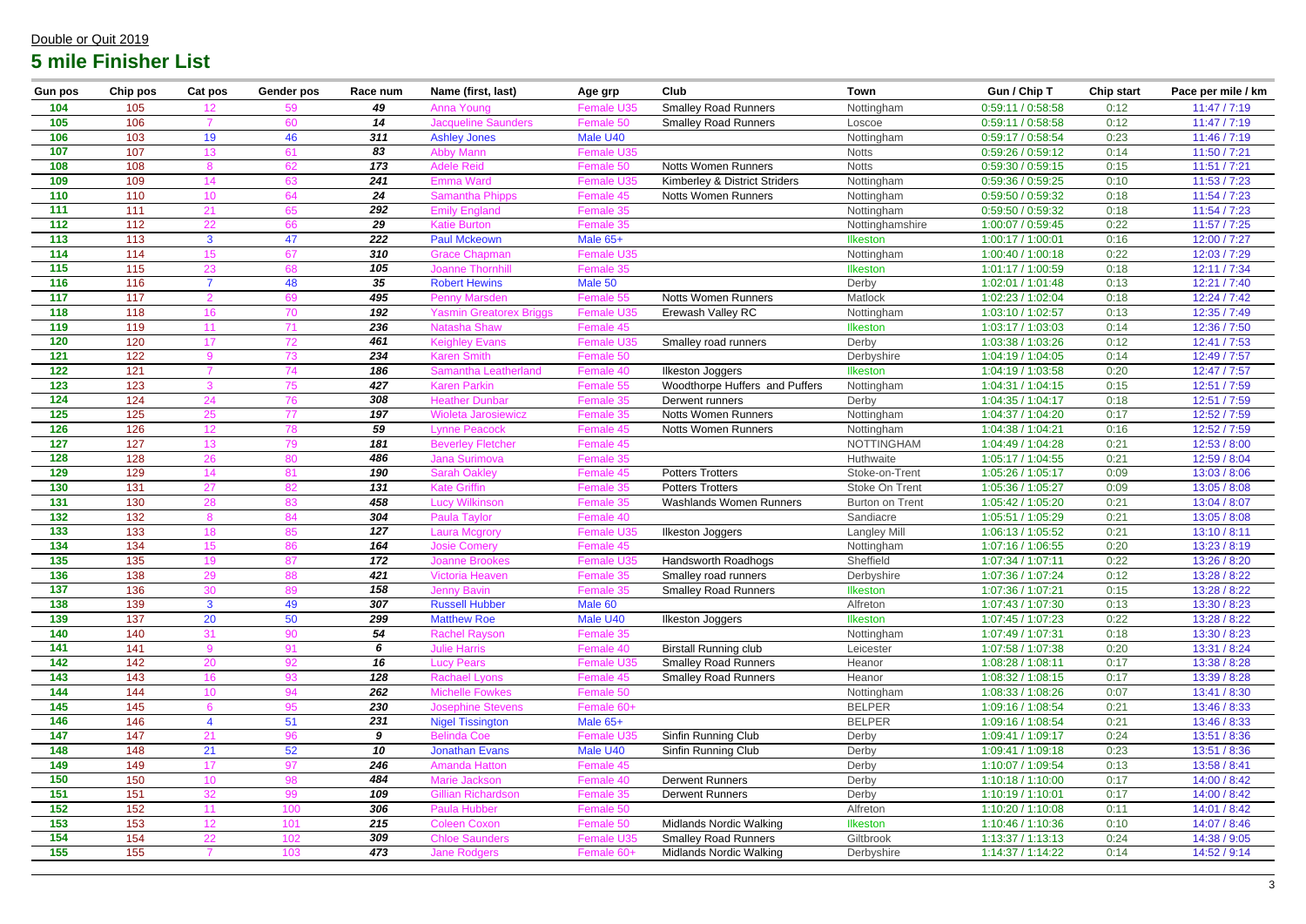Double or Quit 2019

# 5 mile Finisher List

| Gun pos | Chip pos | Cat pos | Gender pos | Race num | Name (first, last) | Age grp | Club | Town | Gun / Chip T | Chip start | Pace per mile / km |
|---|---|---|---|---|---|---|---|---|---|---|---|
| 104 | 105 | 12 | 59 | 49 | Anna Young | Female U35 | Smalley Road Runners | Nottingham | 0:59:11 / 0:58:58 | 0:12 | 11:47 / 7:19 |
| 105 | 106 | 7 | 60 | 14 | Jacqueline Saunders | Female 50 | Smalley Road Runners | Loscoe | 0:59:11 / 0:58:58 | 0:12 | 11:47 / 7:19 |
| 106 | 103 | 19 | 46 | 311 | Ashley Jones | Male U40 | | Nottingham | 0:59:17 / 0:58:54 | 0:23 | 11:46 / 7:19 |
| 107 | 107 | 13 | 61 | 83 | Abby Mann | Female U35 | | Notts | 0:59:26 / 0:59:12 | 0:14 | 11:50 / 7:21 |
| 108 | 108 | 8 | 62 | 173 | Adele Reid | Female 50 | Notts Women Runners | Notts | 0:59:30 / 0:59:15 | 0:15 | 11:51 / 7:21 |
| 109 | 109 | 14 | 63 | 241 | Emma Ward | Female U35 | Kimberley & District Striders | Nottingham | 0:59:36 / 0:59:25 | 0:10 | 11:53 / 7:23 |
| 110 | 110 | 10 | 64 | 24 | Samantha Phipps | Female 45 | Notts Women Runners | Nottingham | 0:59:50 / 0:59:32 | 0:18 | 11:54 / 7:23 |
| 111 | 111 | 21 | 65 | 292 | Emily England | Female 35 | | Nottingham | 0:59:50 / 0:59:32 | 0:18 | 11:54 / 7:23 |
| 112 | 112 | 22 | 66 | 29 | Katie Burton | Female 35 | | Nottinghamshire | 1:00:07 / 0:59:45 | 0:22 | 11:57 / 7:25 |
| 113 | 113 | 3 | 47 | 222 | Paul Mckeown | Male 65+ | | Ilkeston | 1:00:17 / 1:00:01 | 0:16 | 12:00 / 7:27 |
| 114 | 114 | 15 | 67 | 310 | Grace Chapman | Female U35 | | Nottingham | 1:00:40 / 1:00:18 | 0:22 | 12:03 / 7:29 |
| 115 | 115 | 23 | 68 | 105 | Joanne Thornhill | Female 35 | | Ilkeston | 1:01:17 / 1:00:59 | 0:18 | 12:11 / 7:34 |
| 116 | 116 | 7 | 48 | 35 | Robert Hewins | Male 50 | | Derby | 1:02:01 / 1:01:48 | 0:13 | 12:21 / 7:40 |
| 117 | 117 | 2 | 69 | 495 | Penny Marsden | Female 55 | Notts Women Runners | Matlock | 1:02:23 / 1:02:04 | 0:18 | 12:24 / 7:42 |
| 118 | 118 | 16 | 70 | 192 | Yasmin Greatorex Briggs | Female U35 | Erewash Valley RC | Nottingham | 1:03:10 / 1:02:57 | 0:13 | 12:35 / 7:49 |
| 119 | 119 | 11 | 71 | 236 | Natasha Shaw | Female 45 | | Ilkeston | 1:03:17 / 1:03:03 | 0:14 | 12:36 / 7:50 |
| 120 | 120 | 17 | 72 | 461 | Keighley Evans | Female U35 | Smalley road runners | Derby | 1:03:38 / 1:03:26 | 0:12 | 12:41 / 7:53 |
| 121 | 122 | 9 | 73 | 234 | Karen Smith | Female 50 | | Derbyshire | 1:04:19 / 1:04:05 | 0:14 | 12:49 / 7:57 |
| 122 | 121 | 7 | 74 | 186 | Samantha Leatherland | Female 40 | Ilkeston Joggers | Ilkeston | 1:04:19 / 1:03:58 | 0:20 | 12:47 / 7:57 |
| 123 | 123 | 3 | 75 | 427 | Karen Parkin | Female 55 | Woodthorpe Huffers and Puffers | Nottingham | 1:04:31 / 1:04:15 | 0:15 | 12:51 / 7:59 |
| 124 | 124 | 24 | 76 | 308 | Heather Dunbar | Female 35 | Derwent runners | Derby | 1:04:35 / 1:04:17 | 0:18 | 12:51 / 7:59 |
| 125 | 125 | 25 | 77 | 197 | Wioleta Jarosiewicz | Female 35 | Notts Women Runners | Nottingham | 1:04:37 / 1:04:20 | 0:17 | 12:52 / 7:59 |
| 126 | 126 | 12 | 78 | 59 | Lynne Peacock | Female 45 | Notts Women Runners | Nottingham | 1:04:38 / 1:04:21 | 0:16 | 12:52 / 7:59 |
| 127 | 127 | 13 | 79 | 181 | Beverley Fletcher | Female 45 | | NOTTINGHAM | 1:04:49 / 1:04:28 | 0:21 | 12:53 / 8:00 |
| 128 | 128 | 26 | 80 | 486 | Jana Surimova | Female 35 | | Huthwaite | 1:05:17 / 1:04:55 | 0:21 | 12:59 / 8:04 |
| 129 | 129 | 14 | 81 | 190 | Sarah Oakley | Female 45 | Potters Trotters | Stoke-on-Trent | 1:05:26 / 1:05:17 | 0:09 | 13:03 / 8:06 |
| 130 | 131 | 27 | 82 | 131 | Kate Griffin | Female 35 | Potters Trotters | Stoke On Trent | 1:05:36 / 1:05:27 | 0:09 | 13:05 / 8:08 |
| 131 | 130 | 28 | 83 | 458 | Lucy Wilkinson | Female 35 | Washlands Women Runners | Burton on Trent | 1:05:42 / 1:05:20 | 0:21 | 13:04 / 8:07 |
| 132 | 132 | 8 | 84 | 304 | Paula Taylor | Female 40 | | Sandiacre | 1:05:51 / 1:05:29 | 0:21 | 13:05 / 8:08 |
| 133 | 133 | 18 | 85 | 127 | Laura Mcgrory | Female U35 | Ilkeston Joggers | Langley Mill | 1:06:13 / 1:05:52 | 0:21 | 13:10 / 8:11 |
| 134 | 134 | 15 | 86 | 164 | Josie Comery | Female 45 | | Nottingham | 1:07:16 / 1:06:55 | 0:20 | 13:23 / 8:19 |
| 135 | 135 | 19 | 87 | 172 | Joanne Brookes | Female U35 | Handsworth Roadhogs | Sheffield | 1:07:34 / 1:07:11 | 0:22 | 13:26 / 8:20 |
| 136 | 138 | 29 | 88 | 421 | Victoria Heaven | Female 35 | Smalley road runners | Derbyshire | 1:07:36 / 1:07:24 | 0:12 | 13:28 / 8:22 |
| 137 | 136 | 30 | 89 | 158 | Jenny Bavin | Female 35 | Smalley Road Runners | Ilkeston | 1:07:36 / 1:07:21 | 0:15 | 13:28 / 8:22 |
| 138 | 139 | 3 | 49 | 307 | Russell Hubber | Male 60 | | Alfreton | 1:07:43 / 1:07:30 | 0:13 | 13:30 / 8:23 |
| 139 | 137 | 20 | 50 | 299 | Matthew Roe | Male U40 | Ilkeston Joggers | Ilkeston | 1:07:45 / 1:07:23 | 0:22 | 13:28 / 8:22 |
| 140 | 140 | 31 | 90 | 54 | Rachel Rayson | Female 35 | | Nottingham | 1:07:49 / 1:07:31 | 0:18 | 13:30 / 8:23 |
| 141 | 141 | 9 | 91 | 6 | Julie Harris | Female 40 | Birstall Running club | Leicester | 1:07:58 / 1:07:38 | 0:20 | 13:31 / 8:24 |
| 142 | 142 | 20 | 92 | 16 | Lucy Pears | Female U35 | Smalley Road Runners | Heanor | 1:08:28 / 1:08:11 | 0:17 | 13:38 / 8:28 |
| 143 | 143 | 16 | 93 | 128 | Rachael Lyons | Female 45 | Smalley Road Runners | Heanor | 1:08:32 / 1:08:15 | 0:17 | 13:39 / 8:28 |
| 144 | 144 | 10 | 94 | 262 | Michelle Fowkes | Female 50 | | Nottingham | 1:08:33 / 1:08:26 | 0:07 | 13:41 / 8:30 |
| 145 | 145 | 6 | 95 | 230 | Josephine Stevens | Female 60+ | | BELPER | 1:09:16 / 1:08:54 | 0:21 | 13:46 / 8:33 |
| 146 | 146 | 4 | 51 | 231 | Nigel Tissington | Male 65+ | | BELPER | 1:09:16 / 1:08:54 | 0:21 | 13:46 / 8:33 |
| 147 | 147 | 21 | 96 | 9 | Belinda Coe | Female U35 | Sinfin Running Club | Derby | 1:09:41 / 1:09:17 | 0:24 | 13:51 / 8:36 |
| 148 | 148 | 21 | 52 | 10 | Jonathan Evans | Male U40 | Sinfin Running Club | Derby | 1:09:41 / 1:09:18 | 0:23 | 13:51 / 8:36 |
| 149 | 149 | 17 | 97 | 246 | Amanda Hatton | Female 45 | | Derby | 1:10:07 / 1:09:54 | 0:13 | 13:58 / 8:41 |
| 150 | 150 | 10 | 98 | 484 | Marie Jackson | Female 40 | Derwent Runners | Derby | 1:10:18 / 1:10:00 | 0:17 | 14:00 / 8:42 |
| 151 | 151 | 32 | 99 | 109 | Gillian Richardson | Female 35 | Derwent Runners | Derby | 1:10:19 / 1:10:01 | 0:17 | 14:00 / 8:42 |
| 152 | 152 | 11 | 100 | 306 | Paula Hubber | Female 50 | | Alfreton | 1:10:20 / 1:10:08 | 0:11 | 14:01 / 8:42 |
| 153 | 153 | 12 | 101 | 215 | Coleen Coxon | Female 50 | Midlands Nordic Walking | Ilkeston | 1:10:46 / 1:10:36 | 0:10 | 14:07 / 8:46 |
| 154 | 154 | 22 | 102 | 309 | Chloe Saunders | Female U35 | Smalley Road Runners | Giltbrook | 1:13:37 / 1:13:13 | 0:24 | 14:38 / 9:05 |
| 155 | 155 | 7 | 103 | 473 | Jane Rodgers | Female 60+ | Midlands Nordic Walking | Derbyshire | 1:14:37 / 1:14:22 | 0:14 | 14:52 / 9:14 |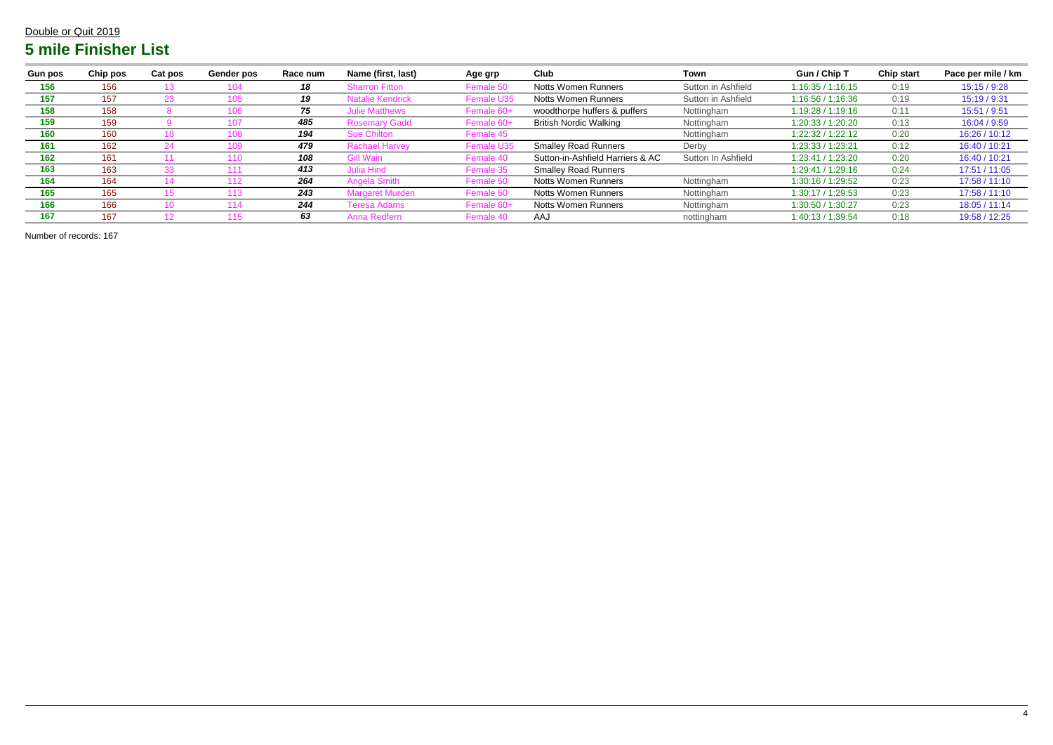Double or Quit 2019

## 5 mile Finisher List

| Gun pos | Chip pos | Cat pos | Gender pos | Race num | Name (first, last) | Age grp | Club | Town | Gun / Chip T | Chip start | Pace per mile / km |
|---|---|---|---|---|---|---|---|---|---|---|---|
| **156** | 156 | 13 | 104 | ***18*** | Sharron Fitton | Female 50 | Notts Women Runners | Sutton in Ashfield | 1:16:35 / 1:16:15 | 0:19 | 15:15 / 9:28 |
| **157** | 157 | 23 | 105 | ***19*** | Natalie Kendrick | Female U35 | Notts Women Runners | Sutton in Ashfield | 1:16:56 / 1:16:36 | 0:19 | 15:19 / 9:31 |
| **158** | 158 | 8 | 106 | ***75*** | Julie Matthews | Female 60+ | woodthorpe huffers & puffers | Nottingham | 1:19:28 / 1:19:16 | 0:11 | 15:51 / 9:51 |
| **159** | 159 | 9 | 107 | ***485*** | Rosemary Gadd | Female 60+ | British Nordic Walking | Nottingham | 1:20:33 / 1:20:20 | 0:13 | 16:04 / 9:59 |
| **160** | 160 | 18 | 108 | ***194*** | Sue Chilton | Female 45 | | Nottingham | 1:22:32 / 1:22:12 | 0:20 | 16:26 / 10:12 |
| **161** | 162 | 24 | 109 | ***479*** | Rachael Harvey | Female U35 | Smalley Road Runners | Derby | 1:23:33 / 1:23:21 | 0:12 | 16:40 / 10:21 |
| **162** | 161 | 11 | 110 | ***108*** | Gill Wain | Female 40 | Sutton-in-Ashfield Harriers & AC | Sutton In Ashfield | 1:23:41 / 1:23:20 | 0:20 | 16:40 / 10:21 |
| **163** | 163 | 33 | 111 | ***413*** | Julia Hind | Female 35 | Smalley Road Runners | | 1:29:41 / 1:29:16 | 0:24 | 17:51 / 11:05 |
| **164** | 164 | 14 | 112 | ***264*** | Angela Smith | Female 50 | Notts Women Runners | Nottingham | 1:30:16 / 1:29:52 | 0:23 | 17:58 / 11:10 |
| **165** | 165 | 15 | 113 | ***243*** | Margaret Murden | Female 50 | Notts Women Runners | Nottingham | 1:30:17 / 1:29:53 | 0:23 | 17:58 / 11:10 |
| **166** | 166 | 10 | 114 | ***244*** | Teresa Adams | Female 60+ | Notts Women Runners | Nottingham | 1:30:50 / 1:30:27 | 0:23 | 18:05 / 11:14 |
| **167** | 167 | 12 | 115 | ***63*** | Anna Redfern | Female 40 | AAJ | nottingham | 1:40:13 / 1:39:54 | 0:18 | 19:58 / 12:25 |

Number of records: 167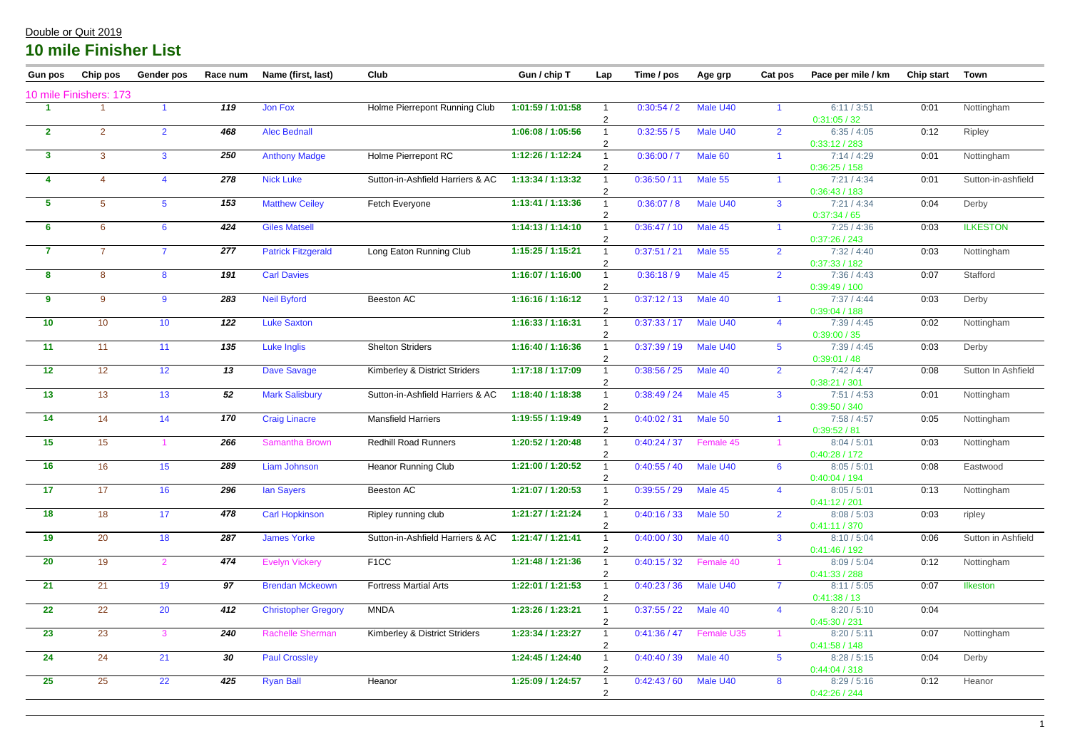Double or Quit 2019

# 10 mile Finisher List

| Gun pos | Chip pos | Gender pos | Race num | Name (first, last) | Club | Gun / chip T | Lap | Time / pos | Age grp | Cat pos | Pace per mile / km | Chip start | Town |
|---|---|---|---|---|---|---|---|---|---|---|---|---|---|
| 10 mile Finishers: 173 | | | | | | | | | | | | | |
| 1 | 1 | 1 | 119 | Jon Fox | Holme Pierrepont Running Club | 1:01:59 / 1:01:58 | 1<br>2 | 0:30:54 / 2 | Male U40 | 1 | 6:11 / 3:51<br>0:31:05 / 32 | 0:01 | Nottingham |
| 2 | 2 | 2 | 468 | Alec Bednall | | 1:06:08 / 1:05:56 | 1<br>2 | 0:32:55 / 5 | Male U40 | 2 | 6:35 / 4:05<br>0:33:12 / 283 | 0:12 | Ripley |
| 3 | 3 | 3 | 250 | Anthony Madge | Holme Pierrepont RC | 1:12:26 / 1:12:24 | 1<br>2 | 0:36:00 / 7 | Male 60 | 1 | 7:14 / 4:29<br>0:36:25 / 158 | 0:01 | Nottingham |
| 4 | 4 | 4 | 278 | Nick Luke | Sutton-in-Ashfield Harriers & AC | 1:13:34 / 1:13:32 | 1<br>2 | 0:36:50 / 11 | Male 55 | 1 | 7:21 / 4:34<br>0:36:43 / 183 | 0:01 | Sutton-in-ashfield |
| 5 | 5 | 5 | 153 | Matthew Ceiley | Fetch Everyone | 1:13:41 / 1:13:36 | 1<br>2 | 0:36:07 / 8 | Male U40 | 3 | 7:21 / 4:34<br>0:37:34 / 65 | 0:04 | Derby |
| 6 | 6 | 6 | 424 | Giles Matsell | | 1:14:13 / 1:14:10 | 1<br>2 | 0:36:47 / 10 | Male 45 | 1 | 7:25 / 4:36<br>0:37:26 / 243 | 0:03 | ILKESTON |
| 7 | 7 | 7 | 277 | Patrick Fitzgerald | Long Eaton Running Club | 1:15:25 / 1:15:21 | 1<br>2 | 0:37:51 / 21 | Male 55 | 2 | 7:32 / 4:40<br>0:37:33 / 182 | 0:03 | Nottingham |
| 8 | 8 | 8 | 191 | Carl Davies | | 1:16:07 / 1:16:00 | 1<br>2 | 0:36:18 / 9 | Male 45 | 2 | 7:36 / 4:43<br>0:39:49 / 100 | 0:07 | Stafford |
| 9 | 9 | 9 | 283 | Neil Byford | Beeston AC | 1:16:16 / 1:16:12 | 1<br>2 | 0:37:12 / 13 | Male 40 | 1 | 7:37 / 4:44<br>0:39:04 / 188 | 0:03 | Derby |
| 10 | 10 | 10 | 122 | Luke Saxton | | 1:16:33 / 1:16:31 | 1<br>2 | 0:37:33 / 17 | Male U40 | 4 | 7:39 / 4:45<br>0:39:00 / 35 | 0:02 | Nottingham |
| 11 | 11 | 11 | 135 | Luke Inglis | Shelton Striders | 1:16:40 / 1:16:36 | 1<br>2 | 0:37:39 / 19 | Male U40 | 5 | 7:39 / 4:45<br>0:39:01 / 48 | 0:03 | Derby |
| 12 | 12 | 12 | 13 | Dave Savage | Kimberley & District Striders | 1:17:18 / 1:17:09 | 1<br>2 | 0:38:56 / 25 | Male 40 | 2 | 7:42 / 4:47<br>0:38:21 / 301 | 0:08 | Sutton In Ashfield |
| 13 | 13 | 13 | 52 | Mark Salisbury | Sutton-in-Ashfield Harriers & AC | 1:18:40 / 1:18:38 | 1<br>2 | 0:38:49 / 24 | Male 45 | 3 | 7:51 / 4:53<br>0:39:50 / 340 | 0:01 | Nottingham |
| 14 | 14 | 14 | 170 | Craig Linacre | Mansfield Harriers | 1:19:55 / 1:19:49 | 1<br>2 | 0:40:02 / 31 | Male 50 | 1 | 7:58 / 4:57<br>0:39:52 / 81 | 0:05 | Nottingham |
| 15 | 15 | 1 | 266 | Samantha Brown | Redhill Road Runners | 1:20:52 / 1:20:48 | 1<br>2 | 0:40:24 / 37 | Female 45 | 1 | 8:04 / 5:01<br>0:40:28 / 172 | 0:03 | Nottingham |
| 16 | 16 | 15 | 289 | Liam Johnson | Heanor Running Club | 1:21:00 / 1:20:52 | 1<br>2 | 0:40:55 / 40 | Male U40 | 6 | 8:05 / 5:01<br>0:40:04 / 194 | 0:08 | Eastwood |
| 17 | 17 | 16 | 296 | Ian Sayers | Beeston AC | 1:21:07 / 1:20:53 | 1<br>2 | 0:39:55 / 29 | Male 45 | 4 | 8:05 / 5:01<br>0:41:12 / 201 | 0:13 | Nottingham |
| 18 | 18 | 17 | 478 | Carl Hopkinson | Ripley running club | 1:21:27 / 1:21:24 | 1<br>2 | 0:40:16 / 33 | Male 50 | 2 | 8:08 / 5:03<br>0:41:11 / 370 | 0:03 | ripley |
| 19 | 20 | 18 | 287 | James Yorke | Sutton-in-Ashfield Harriers & AC | 1:21:47 / 1:21:41 | 1<br>2 | 0:40:00 / 30 | Male 40 | 3 | 8:10 / 5:04<br>0:41:46 / 192 | 0:06 | Sutton in Ashfield |
| 20 | 19 | 2 | 474 | Evelyn Vickery | F1CC | 1:21:48 / 1:21:36 | 1<br>2 | 0:40:15 / 32 | Female 40 | 1 | 8:09 / 5:04<br>0:41:33 / 288 | 0:12 | Nottingham |
| 21 | 21 | 19 | 97 | Brendan Mckeown | Fortress Martial Arts | 1:22:01 / 1:21:53 | 1<br>2 | 0:40:23 / 36 | Male U40 | 7 | 8:11 / 5:05<br>0:41:38 / 13 | 0:07 | Ilkeston |
| 22 | 22 | 20 | 412 | Christopher Gregory | MNDA | 1:23:26 / 1:23:21 | 1<br>2 | 0:37:55 / 22 | Male 40 | 4 | 8:20 / 5:10<br>0:45:30 / 231 | 0:04 | |
| 23 | 23 | 3 | 240 | Rachelle Sherman | Kimberley & District Striders | 1:23:34 / 1:23:27 | 1<br>2 | 0:41:36 / 47 | Female U35 | 1 | 8:20 / 5:11<br>0:41:58 / 148 | 0:07 | Nottingham |
| 24 | 24 | 21 | 30 | Paul Crossley | | 1:24:45 / 1:24:40 | 1<br>2 | 0:40:40 / 39 | Male 40 | 5 | 8:28 / 5:15<br>0:44:04 / 318 | 0:04 | Derby |
| 25 | 25 | 22 | 425 | Ryan Ball | Heanor | 1:25:09 / 1:24:57 | 1<br>2 | 0:42:43 / 60 | Male U40 | 8 | 8:29 / 5:16<br>0:42:26 / 244 | 0:12 | Heanor |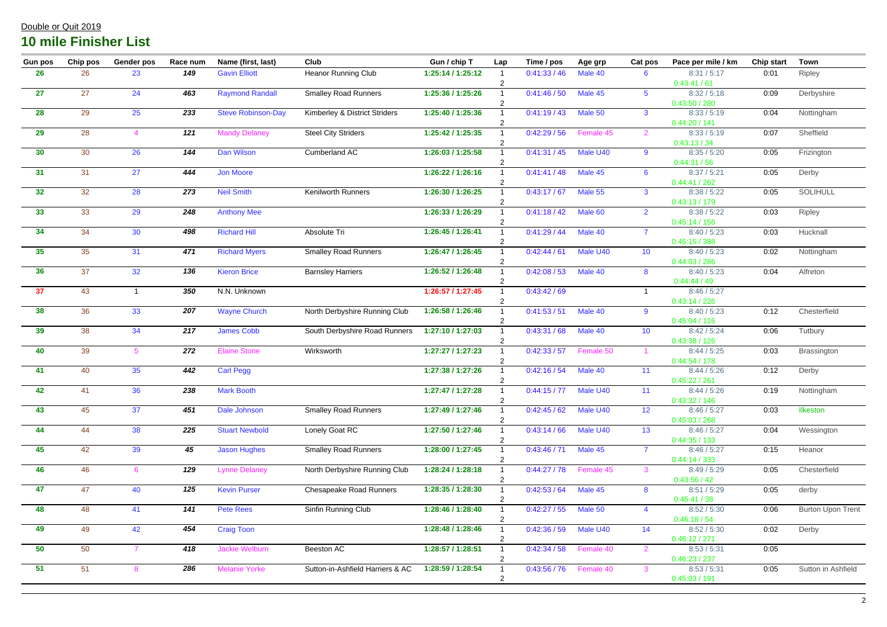Double or Quit 2019

## 10 mile Finisher List

| Gun pos | Chip pos | Gender pos | Race num | Name (first, last) | Club | Gun / chip T | Lap | Time / pos | Age grp | Cat pos | Pace per mile / km | Chip start | Town |
|---|---|---|---|---|---|---|---|---|---|---|---|---|---|
| 26 | 26 | 23 | 149 | Gavin Elliott | Heanor Running Club | 1:25:14 / 1:25:12 | 1<br>2 | 0:41:33 / 46<br>0:43:41 / 61 | Male 40 | 6 | 8:31 / 5:17 | 0:01 | Ripley |
| 27 | 27 | 24 | 463 | Raymond Randall | Smalley Road Runners | 1:25:36 / 1:25:26 | 1<br>2 | 0:41:46 / 50<br>0:43:50 / 280 | Male 45 | 5 | 8:32 / 5:18 | 0:09 | Derbyshire |
| 28 | 29 | 25 | 233 | Steve Robinson-Day | Kimberley & District Striders | 1:25:40 / 1:25:36 | 1<br>2 | 0:41:19 / 43<br>0:44:20 / 141 | Male 50 | 3 | 8:33 / 5:19 | 0:04 | Nottingham |
| 29 | 28 | 4 | 121 | Mandy Delaney | Steel City Striders | 1:25:42 / 1:25:35 | 1<br>2 | 0:42:29 / 56<br>0:43:13 / 34 | Female 45 | 2 | 8:33 / 5:19 | 0:07 | Sheffield |
| 30 | 30 | 26 | 144 | Dan Wilson | Cumberland AC | 1:26:03 / 1:25:58 | 1<br>2 | 0:41:31 / 45<br>0:44:31 / 56 | Male U40 | 9 | 8:35 / 5:20 | 0:05 | Frizington |
| 31 | 31 | 27 | 444 | Jon Moore | | 1:26:22 / 1:26:16 | 1<br>2 | 0:41:41 / 48<br>0:44:41 / 262 | Male 45 | 6 | 8:37 / 5:21 | 0:05 | Derby |
| 32 | 32 | 28 | 273 | Neil Smith | Kenilworth Runners | 1:26:30 / 1:26:25 | 1<br>2 | 0:43:17 / 67<br>0:43:13 / 179 | Male 55 | 3 | 8:38 / 5:22 | 0:05 | SOLIHULL |
| 33 | 33 | 29 | 248 | Anthony Mee | | 1:26:33 / 1:26:29 | 1<br>2 | 0:41:18 / 42<br>0:45:14 / 156 | Male 60 | 2 | 8:38 / 5:22 | 0:03 | Ripley |
| 34 | 34 | 30 | 498 | Richard Hill | Absolute Tri | 1:26:45 / 1:26:41 | 1<br>2 | 0:41:29 / 44<br>0:45:15 / 388 | Male 40 | 7 | 8:40 / 5:23 | 0:03 | Hucknall |
| 35 | 35 | 31 | 471 | Richard Myers | Smalley Road Runners | 1:26:47 / 1:26:45 | 1<br>2 | 0:42:44 / 61<br>0:44:03 / 286 | Male U40 | 10 | 8:40 / 5:23 | 0:02 | Nottingham |
| 36 | 37 | 32 | 136 | Kieron Brice | Barnsley Harriers | 1:26:52 / 1:26:48 | 1<br>2 | 0:42:08 / 53<br>0:44:44 / 49 | Male 40 | 8 | 8:40 / 5:23 | 0:04 | Alfreton |
| 37 | 43 | 1 | 350 | N.N. Unknown | | 1:26:57 / 1:27:45 | 1<br>2 | 0:43:42 / 69<br>0:43:14 / 226 | | 1 | 8:46 / 5:27 | | |
| 38 | 36 | 33 | 207 | Wayne Church | North Derbyshire Running Club | 1:26:58 / 1:26:46 | 1<br>2 | 0:41:53 / 51<br>0:45:04 / 116 | Male 40 | 9 | 8:40 / 5:23 | 0:12 | Chesterfield |
| 39 | 38 | 34 | 217 | James Cobb | South Derbyshire Road Runners | 1:27:10 / 1:27:03 | 1<br>2 | 0:43:31 / 68<br>0:43:38 / 126 | Male 40 | 10 | 8:42 / 5:24 | 0:06 | Tutbury |
| 40 | 39 | 5 | 272 | Elaine Stone | Wirksworth | 1:27:27 / 1:27:23 | 1<br>2 | 0:42:33 / 57<br>0:44:54 / 178 | Female 50 | 1 | 8:44 / 5:25 | 0:03 | Brassington |
| 41 | 40 | 35 | 442 | Carl Pegg | | 1:27:38 / 1:27:26 | 1<br>2 | 0:42:16 / 54<br>0:45:22 / 261 | Male 40 | 11 | 8:44 / 5:26 | 0:12 | Derby |
| 42 | 41 | 36 | 238 | Mark Booth | | 1:27:47 / 1:27:28 | 1<br>2 | 0:44:15 / 77<br>0:43:32 / 146 | Male U40 | 11 | 8:44 / 5:26 | 0:19 | Nottingham |
| 43 | 45 | 37 | 451 | Dale Johnson | Smalley Road Runners | 1:27:49 / 1:27:46 | 1<br>2 | 0:42:45 / 62<br>0:45:03 / 268 | Male U40 | 12 | 8:46 / 5:27 | 0:03 | Ilkeston |
| 44 | 44 | 38 | 225 | Stuart Newbold | Lonely Goat RC | 1:27:50 / 1:27:46 | 1<br>2 | 0:43:14 / 66<br>0:44:35 / 133 | Male U40 | 13 | 8:46 / 5:27 | 0:04 | Wessington |
| 45 | 42 | 39 | 45 | Jason Hughes | Smalley Road Runners | 1:28:00 / 1:27:45 | 1<br>2 | 0:43:46 / 71<br>0:44:14 / 333 | Male 45 | 7 | 8:46 / 5:27 | 0:15 | Heanor |
| 46 | 46 | 6 | 129 | Lynne Delaney | North Derbyshire Running Club | 1:28:24 / 1:28:18 | 1<br>2 | 0:44:27 / 78<br>0:43:56 / 42 | Female 45 | 3 | 8:49 / 5:29 | 0:05 | Chesterfield |
| 47 | 47 | 40 | 125 | Kevin Purser | Chesapeake Road Runners | 1:28:35 / 1:28:30 | 1<br>2 | 0:42:53 / 64<br>0:45:41 / 38 | Male 45 | 8 | 8:51 / 5:29 | 0:05 | derby |
| 48 | 48 | 41 | 141 | Pete Rees | Sinfin Running Club | 1:28:46 / 1:28:40 | 1<br>2 | 0:42:27 / 55<br>0:46:18 / 54 | Male 50 | 4 | 8:52 / 5:30 | 0:06 | Burton Upon Trent |
| 49 | 49 | 42 | 454 | Craig Toon | | 1:28:48 / 1:28:46 | 1<br>2 | 0:42:36 / 59<br>0:46:12 / 271 | Male U40 | 14 | 8:52 / 5:30 | 0:02 | Derby |
| 50 | 50 | 7 | 418 | Jackie Welburn | Beeston AC | 1:28:57 / 1:28:51 | 1<br>2 | 0:42:34 / 58<br>0:46:23 / 237 | Female 40 | 2 | 8:53 / 5:31 | 0:05 | |
| 51 | 51 | 8 | 286 | Melanie Yorke | Sutton-in-Ashfield Harriers & AC | 1:28:59 / 1:28:54 | 1<br>2 | 0:43:56 / 76<br>0:45:03 / 191 | Female 40 | 3 | 8:53 / 5:31 | 0:05 | Sutton in Ashfield |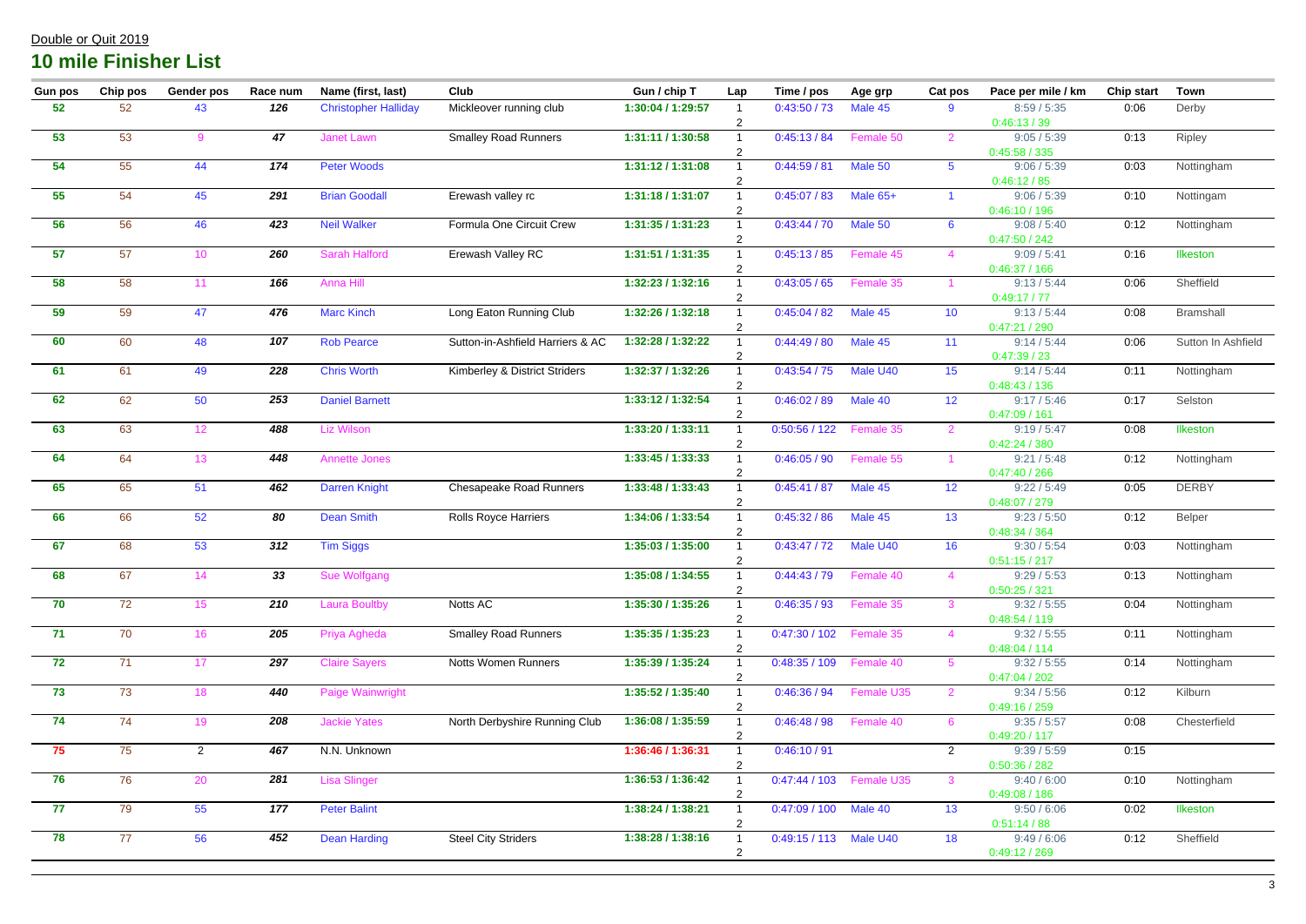Double or Quit 2019

## 10 mile Finisher List

| Gun pos | Chip pos | Gender pos | Race num | Name (first, last) | Club | Gun / chip T | Lap | Time / pos | Age grp | Cat pos | Pace per mile / km | Chip start | Town |
|---|---|---|---|---|---|---|---|---|---|---|---|---|---|
| 52 | 52 | 43 | 126 | Christopher Halliday | Mickleover running club | 1:30:04 / 1:29:57 | 1<br>2 | 0:43:50 / 73<br>0:46:13 / 39 | Male 45 | 9 | 8:59 / 5:35 | 0:06 | Derby |
| 53 | 53 | 9 | 47 | Janet Lawn | Smalley Road Runners | 1:31:11 / 1:30:58 | 1<br>2 | 0:45:13 / 84<br>0:45:58 / 335 | Female 50 | 2 | 9:05 / 5:39 | 0:13 | Ripley |
| 54 | 55 | 44 | 174 | Peter Woods | | 1:31:12 / 1:31:08 | 1<br>2 | 0:44:59 / 81<br>0:46:12 / 85 | Male 50 | 5 | 9:06 / 5:39 | 0:03 | Nottingham |
| 55 | 54 | 45 | 291 | Brian Goodall | Erewash valley rc | 1:31:18 / 1:31:07 | 1<br>2 | 0:45:07 / 83<br>0:46:10 / 196 | Male 65+ | 1 | 9:06 / 5:39 | 0:10 | Nottingam |
| 56 | 56 | 46 | 423 | Neil Walker | Formula One Circuit Crew | 1:31:35 / 1:31:23 | 1<br>2 | 0:43:44 / 70<br>0:47:50 / 242 | Male 50 | 6 | 9:08 / 5:40 | 0:12 | Nottingham |
| 57 | 57 | 10 | 260 | Sarah Halford | Erewash Valley RC | 1:31:51 / 1:31:35 | 1<br>2 | 0:45:13 / 85<br>0:46:37 / 166 | Female 45 | 4 | 9:09 / 5:41 | 0:16 | Ilkeston |
| 58 | 58 | 11 | 166 | Anna Hill | | 1:32:23 / 1:32:16 | 1<br>2 | 0:43:05 / 65<br>0:49:17 / 77 | Female 35 | 1 | 9:13 / 5:44 | 0:06 | Sheffield |
| 59 | 59 | 47 | 476 | Marc Kinch | Long Eaton Running Club | 1:32:26 / 1:32:18 | 1<br>2 | 0:45:04 / 82<br>0:47:21 / 290 | Male 45 | 10 | 9:13 / 5:44 | 0:08 | Bramshall |
| 60 | 60 | 48 | 107 | Rob Pearce | Sutton-in-Ashfield Harriers & AC | 1:32:28 / 1:32:22 | 1<br>2 | 0:44:49 / 80<br>0:47:39 / 23 | Male 45 | 11 | 9:14 / 5:44 | 0:06 | Sutton In Ashfield |
| 61 | 61 | 49 | 228 | Chris Worth | Kimberley & District Striders | 1:32:37 / 1:32:26 | 1<br>2 | 0:43:54 / 75<br>0:48:43 / 136 | Male U40 | 15 | 9:14 / 5:44 | 0:11 | Nottingham |
| 62 | 62 | 50 | 253 | Daniel Barnett | | 1:33:12 / 1:32:54 | 1<br>2 | 0:46:02 / 89<br>0:47:09 / 161 | Male 40 | 12 | 9:17 / 5:46 | 0:17 | Selston |
| 63 | 63 | 12 | 488 | Liz Wilson | | 1:33:20 / 1:33:11 | 1<br>2 | 0:50:56 / 122<br>0:42:24 / 380 | Female 35 | 2 | 9:19 / 5:47 | 0:08 | Ilkeston |
| 64 | 64 | 13 | 448 | Annette Jones | | 1:33:45 / 1:33:33 | 1<br>2 | 0:46:05 / 90<br>0:47:40 / 266 | Female 55 | 1 | 9:21 / 5:48 | 0:12 | Nottingham |
| 65 | 65 | 51 | 462 | Darren Knight | Chesapeake Road Runners | 1:33:48 / 1:33:43 | 1<br>2 | 0:45:41 / 87<br>0:48:07 / 279 | Male 45 | 12 | 9:22 / 5:49 | 0:05 | DERBY |
| 66 | 66 | 52 | 80 | Dean Smith | Rolls Royce Harriers | 1:34:06 / 1:33:54 | 1<br>2 | 0:45:32 / 86<br>0:48:34 / 364 | Male 45 | 13 | 9:23 / 5:50 | 0:12 | Belper |
| 67 | 68 | 53 | 312 | Tim Siggs | | 1:35:03 / 1:35:00 | 1<br>2 | 0:43:47 / 72<br>0:51:15 / 217 | Male U40 | 16 | 9:30 / 5:54 | 0:03 | Nottingham |
| 68 | 67 | 14 | 33 | Sue Wolfgang | | 1:35:08 / 1:34:55 | 1<br>2 | 0:44:43 / 79<br>0:50:25 / 321 | Female 40 | 4 | 9:29 / 5:53 | 0:13 | Nottingham |
| 70 | 72 | 15 | 210 | Laura Boultby | Notts AC | 1:35:30 / 1:35:26 | 1<br>2 | 0:46:35 / 93<br>0:48:54 / 119 | Female 35 | 3 | 9:32 / 5:55 | 0:04 | Nottingham |
| 71 | 70 | 16 | 205 | Priya Agheda | Smalley Road Runners | 1:35:35 / 1:35:23 | 1<br>2 | 0:47:30 / 102<br>0:48:04 / 114 | Female 35 | 4 | 9:32 / 5:55 | 0:11 | Nottingham |
| 72 | 71 | 17 | 297 | Claire Sayers | Notts Women Runners | 1:35:39 / 1:35:24 | 1<br>2 | 0:48:35 / 109<br>0:47:04 / 202 | Female 40 | 5 | 9:32 / 5:55 | 0:14 | Nottingham |
| 73 | 73 | 18 | 440 | Paige Wainwright | | 1:35:52 / 1:35:40 | 1<br>2 | 0:46:36 / 94<br>0:49:16 / 259 | Female U35 | 2 | 9:34 / 5:56 | 0:12 | Kilburn |
| 74 | 74 | 19 | 208 | Jackie Yates | North Derbyshire Running Club | 1:36:08 / 1:35:59 | 1<br>2 | 0:46:48 / 98<br>0:49:20 / 117 | Female 40 | 6 | 9:35 / 5:57 | 0:08 | Chesterfield |
| 75 | 75 | 2 | 467 | N.N. Unknown | | 1:36:46 / 1:36:31 | 1<br>2 | 0:46:10 / 91<br>0:50:36 / 282 | | 2 | 9:39 / 5:59 | 0:15 | |
| 76 | 76 | 20 | 281 | Lisa Slinger | | 1:36:53 / 1:36:42 | 1<br>2 | 0:47:44 / 103<br>0:49:08 / 186 | Female U35 | 3 | 9:40 / 6:00 | 0:10 | Nottingham |
| 77 | 79 | 55 | 177 | Peter Balint | | 1:38:24 / 1:38:21 | 1<br>2 | 0:47:09 / 100<br>0:51:14 / 88 | Male 40 | 13 | 9:50 / 6:06 | 0:02 | Ilkeston |
| 78 | 77 | 56 | 452 | Dean Harding | Steel City Striders | 1:38:28 / 1:38:16 | 1<br>2 | 0:49:15 / 113<br>0:49:12 / 269 | Male U40 | 18 | 9:49 / 6:06 | 0:12 | Sheffield |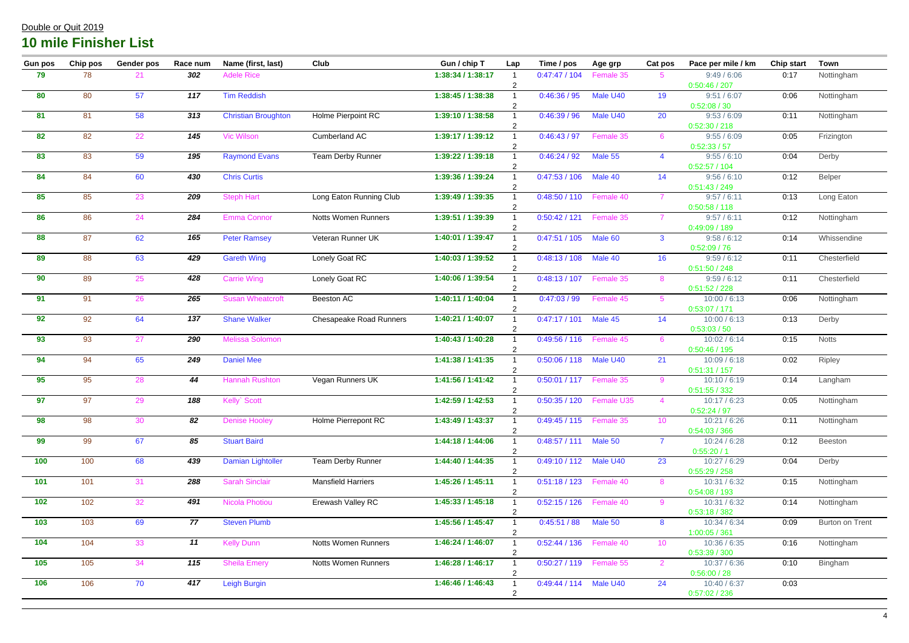Double or Quit 2019

## 10 mile Finisher List

| Gun pos | Chip pos | Gender pos | Race num | Name (first, last) | Club | Gun / chip T | Lap | Time / pos | Age grp | Cat pos | Pace per mile / km | Chip start | Town |
|---|---|---|---|---|---|---|---|---|---|---|---|---|---|
| 79 | 78 | 21 | 302 | Adele Rice | | 1:38:34 / 1:38:17 | 1<br>2 | 0:47:47 / 104<br>0:50:46 / 207 | Female 35 | 5 | 9:49 / 6:06 | 0:17 | Nottingham |
| 80 | 80 | 57 | 117 | Tim Reddish | | 1:38:45 / 1:38:38 | 1<br>2 | 0:46:36 / 95<br>0:52:08 / 30 | Male U40 | 19 | 9:51 / 6:07 | 0:06 | Nottingham |
| 81 | 81 | 58 | 313 | Christian Broughton | Holme Pierpoint RC | 1:39:10 / 1:38:58 | 1<br>2 | 0:46:39 / 96<br>0:52:30 / 218 | Male U40 | 20 | 9:53 / 6:09 | 0:11 | Nottingham |
| 82 | 82 | 22 | 145 | Vic Wilson | Cumberland AC | 1:39:17 / 1:39:12 | 1<br>2 | 0:46:43 / 97<br>0:52:33 / 57 | Female 35 | 6 | 9:55 / 6:09 | 0:05 | Frizington |
| 83 | 83 | 59 | 195 | Raymond Evans | Team Derby Runner | 1:39:22 / 1:39:18 | 1<br>2 | 0:46:24 / 92<br>0:52:57 / 104 | Male 55 | 4 | 9:55 / 6:10 | 0:04 | Derby |
| 84 | 84 | 60 | 430 | Chris Curtis | | 1:39:36 / 1:39:24 | 1<br>2 | 0:47:53 / 106<br>0:51:43 / 249 | Male 40 | 14 | 9:56 / 6:10 | 0:12 | Belper |
| 85 | 85 | 23 | 209 | Steph Hart | Long Eaton Running Club | 1:39:49 / 1:39:35 | 1<br>2 | 0:48:50 / 110<br>0:50:58 / 118 | Female 40 | 7 | 9:57 / 6:11 | 0:13 | Long Eaton |
| 86 | 86 | 24 | 284 | Emma Connor | Notts Women Runners | 1:39:51 / 1:39:39 | 1<br>2 | 0:50:42 / 121<br>0:49:09 / 189 | Female 35 | 7 | 9:57 / 6:11 | 0:12 | Nottingham |
| 88 | 87 | 62 | 165 | Peter Ramsey | Veteran Runner UK | 1:40:01 / 1:39:47 | 1<br>2 | 0:47:51 / 105<br>0:52:09 / 76 | Male 60 | 3 | 9:58 / 6:12 | 0:14 | Whissendine |
| 89 | 88 | 63 | 429 | Gareth Wing | Lonely Goat RC | 1:40:03 / 1:39:52 | 1<br>2 | 0:48:13 / 108<br>0:51:50 / 248 | Male 40 | 16 | 9:59 / 6:12 | 0:11 | Chesterfield |
| 90 | 89 | 25 | 428 | Carrie Wing | Lonely Goat RC | 1:40:06 / 1:39:54 | 1<br>2 | 0:48:13 / 107<br>0:51:52 / 228 | Female 35 | 8 | 9:59 / 6:12 | 0:11 | Chesterfield |
| 91 | 91 | 26 | 265 | Susan Wheatcroft | Beeston AC | 1:40:11 / 1:40:04 | 1<br>2 | 0:47:03 / 99<br>0:53:07 / 171 | Female 45 | 5 | 10:00 / 6:13 | 0:06 | Nottingham |
| 92 | 92 | 64 | 137 | Shane Walker | Chesapeake Road Runners | 1:40:21 / 1:40:07 | 1<br>2 | 0:47:17 / 101<br>0:53:03 / 50 | Male 45 | 14 | 10:00 / 6:13 | 0:13 | Derby |
| 93 | 93 | 27 | 290 | Melissa Solomon | | 1:40:43 / 1:40:28 | 1<br>2 | 0:49:56 / 116<br>0:50:46 / 195 | Female 45 | 6 | 10:02 / 6:14 | 0:15 | Notts |
| 94 | 94 | 65 | 249 | Daniel Mee | | 1:41:38 / 1:41:35 | 1<br>2 | 0:50:06 / 118<br>0:51:31 / 157 | Male U40 | 21 | 10:09 / 6:18 | 0:02 | Ripley |
| 95 | 95 | 28 | 44 | Hannah Rushton | Vegan Runners UK | 1:41:56 / 1:41:42 | 1<br>2 | 0:50:01 / 117<br>0:51:55 / 332 | Female 35 | 9 | 10:10 / 6:19 | 0:14 | Langham |
| 97 | 97 | 29 | 188 | Kelly` Scott | | 1:42:59 / 1:42:53 | 1<br>2 | 0:50:35 / 120<br>0:52:24 / 97 | Female U35 | 4 | 10:17 / 6:23 | 0:05 | Nottingham |
| 98 | 98 | 30 | 82 | Denise Hooley | Holme Pierrepont RC | 1:43:49 / 1:43:37 | 1<br>2 | 0:49:45 / 115<br>0:54:03 / 366 | Female 35 | 10 | 10:21 / 6:26 | 0:11 | Nottingham |
| 99 | 99 | 67 | 85 | Stuart Baird | | 1:44:18 / 1:44:06 | 1<br>2 | 0:48:57 / 111<br>0:55:20 / 1 | Male 50 | 7 | 10:24 / 6:28 | 0:12 | Beeston |
| 100 | 100 | 68 | 439 | Damian Lightoller | Team Derby Runner | 1:44:40 / 1:44:35 | 1<br>2 | 0:49:10 / 112<br>0:55:29 / 258 | Male U40 | 23 | 10:27 / 6:29 | 0:04 | Derby |
| 101 | 101 | 31 | 288 | Sarah Sinclair | Mansfield Harriers | 1:45:26 / 1:45:11 | 1<br>2 | 0:51:18 / 123<br>0:54:08 / 193 | Female 40 | 8 | 10:31 / 6:32 | 0:15 | Nottingham |
| 102 | 102 | 32 | 491 | Nicola Photiou | Erewash Valley RC | 1:45:33 / 1:45:18 | 1<br>2 | 0:52:15 / 126<br>0:53:18 / 382 | Female 40 | 9 | 10:31 / 6:32 | 0:14 | Nottingham |
| 103 | 103 | 69 | 77 | Steven Plumb | | 1:45:56 / 1:45:47 | 1<br>2 | 0:45:51 / 88<br>1:00:05 / 361 | Male 50 | 8 | 10:34 / 6:34 | 0:09 | Burton on Trent |
| 104 | 104 | 33 | 11 | Kelly Dunn | Notts Women Runners | 1:46:24 / 1:46:07 | 1<br>2 | 0:52:44 / 136<br>0:53:39 / 300 | Female 40 | 10 | 10:36 / 6:35 | 0:16 | Nottingham |
| 105 | 105 | 34 | 115 | Sheila Emery | Notts Women Runners | 1:46:28 / 1:46:17 | 1<br>2 | 0:50:27 / 119<br>0:56:00 / 28 | Female 55 | 2 | 10:37 / 6:36 | 0:10 | Bingham |
| 106 | 106 | 70 | 417 | Leigh Burgin | | 1:46:46 / 1:46:43 | 1<br>2 | 0:49:44 / 114<br>0:57:02 / 236 | Male U40 | 24 | 10:40 / 6:37 | 0:03 | |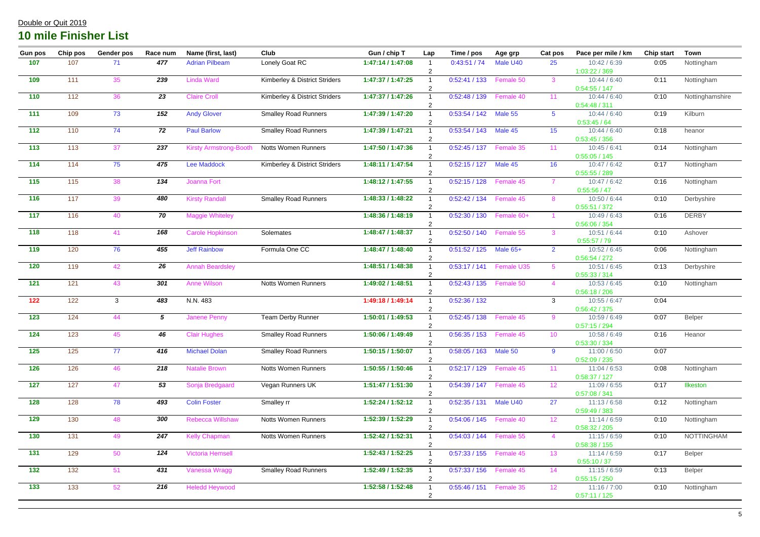Double or Quit 2019

## 10 mile Finisher List

| Gun pos | Chip pos | Gender pos | Race num | Name (first, last) | Club | Gun / chip T | Lap | Time / pos | Age grp | Cat pos | Pace per mile / km | Chip start | Town |
|---|---|---|---|---|---|---|---|---|---|---|---|---|---|
| 107 | 107 | 71 | 477 | Adrian Pilbeam | Lonely Goat RC | 1:47:14 / 1:47:08 | 1<br>2 | 0:43:51 / 74<br>1:03:22 / 369 | Male U40 | 25 | 10:42 / 6:39 | 0:05 | Nottingham |
| 109 | 111 | 35 | 239 | Linda Ward | Kimberley & District Striders | 1:47:37 / 1:47:25 | 1<br>2 | 0:52:41 / 133<br>0:54:55 / 147 | Female 50 | 3 | 10:44 / 6:40 | 0:11 | Nottingham |
| 110 | 112 | 36 | 23 | Claire Croll | Kimberley & District Striders | 1:47:37 / 1:47:26 | 1<br>2 | 0:52:48 / 139<br>0:54:48 / 311 | Female 40 | 11 | 10:44 / 6:40 | 0:10 | Nottinghamshire |
| 111 | 109 | 73 | 152 | Andy Glover | Smalley Road Runners | 1:47:39 / 1:47:20 | 1<br>2 | 0:53:54 / 142<br>0:53:45 / 64 | Male 55 | 5 | 10:44 / 6:40 | 0:19 | Kilburn |
| 112 | 110 | 74 | 72 | Paul Barlow | Smalley Road Runners | 1:47:39 / 1:47:21 | 1<br>2 | 0:53:54 / 143<br>0:53:45 / 356 | Male 45 | 15 | 10:44 / 6:40 | 0:18 | heanor |
| 113 | 113 | 37 | 237 | Kirsty Armstrong-Booth | Notts Women Runners | 1:47:50 / 1:47:36 | 1<br>2 | 0:52:45 / 137<br>0:55:05 / 145 | Female 35 | 11 | 10:45 / 6:41 | 0:14 | Nottingham |
| 114 | 114 | 75 | 475 | Lee Maddock | Kimberley & District Striders | 1:48:11 / 1:47:54 | 1<br>2 | 0:52:15 / 127<br>0:55:55 / 289 | Male 45 | 16 | 10:47 / 6:42 | 0:17 | Nottingham |
| 115 | 115 | 38 | 134 | Joanna Fort | | 1:48:12 / 1:47:55 | 1<br>2 | 0:52:15 / 128<br>0:55:56 / 47 | Female 45 | 7 | 10:47 / 6:42 | 0:16 | Nottingham |
| 116 | 117 | 39 | 480 | Kirsty Randall | Smalley Road Runners | 1:48:33 / 1:48:22 | 1<br>2 | 0:52:42 / 134<br>0:55:51 / 372 | Female 45 | 8 | 10:50 / 6:44 | 0:10 | Derbyshire |
| 117 | 116 | 40 | 70 | Maggie Whiteley | | 1:48:36 / 1:48:19 | 1<br>2 | 0:52:30 / 130<br>0:56:06 / 354 | Female 60+ | 1 | 10:49 / 6:43 | 0:16 | DERBY |
| 118 | 118 | 41 | 168 | Carole Hopkinson | Solemates | 1:48:47 / 1:48:37 | 1<br>2 | 0:52:50 / 140<br>0:55:57 / 79 | Female 55 | 3 | 10:51 / 6:44 | 0:10 | Ashover |
| 119 | 120 | 76 | 455 | Jeff Rainbow | Formula One CC | 1:48:47 / 1:48:40 | 1<br>2 | 0:51:52 / 125<br>0:56:54 / 272 | Male 65+ | 2 | 10:52 / 6:45 | 0:06 | Nottingham |
| 120 | 119 | 42 | 26 | Annah Beardsley | | 1:48:51 / 1:48:38 | 1<br>2 | 0:53:17 / 141<br>0:55:33 / 314 | Female U35 | 5 | 10:51 / 6:45 | 0:13 | Derbyshire |
| 121 | 121 | 43 | 301 | Anne Wilson | Notts Women Runners | 1:49:02 / 1:48:51 | 1<br>2 | 0:52:43 / 135<br>0:56:18 / 206 | Female 50 | 4 | 10:53 / 6:45 | 0:10 | Nottingham |
| 122 | 122 | 3 | 483 | N.N. 483 | | 1:49:18 / 1:49:14 | 1<br>2 | 0:52:36 / 132<br>0:56:42 / 375 | | 3 | 10:55 / 6:47 | 0:04 | |
| 123 | 124 | 44 | 5 | Janene Penny | Team Derby Runner | 1:50:01 / 1:49:53 | 1<br>2 | 0:52:45 / 138<br>0:57:15 / 294 | Female 45 | 9 | 10:59 / 6:49 | 0:07 | Belper |
| 124 | 123 | 45 | 46 | Clair Hughes | Smalley Road Runners | 1:50:06 / 1:49:49 | 1<br>2 | 0:56:35 / 153<br>0:53:30 / 334 | Female 45 | 10 | 10:58 / 6:49 | 0:16 | Heanor |
| 125 | 125 | 77 | 416 | Michael Dolan | Smalley Road Runners | 1:50:15 / 1:50:07 | 1<br>2 | 0:58:05 / 163<br>0:52:09 / 235 | Male 50 | 9 | 11:00 / 6:50 | 0:07 | |
| 126 | 126 | 46 | 218 | Natalie Brown | Notts Women Runners | 1:50:55 / 1:50:46 | 1<br>2 | 0:52:17 / 129<br>0:58:37 / 127 | Female 45 | 11 | 11:04 / 6:53 | 0:08 | Nottingham |
| 127 | 127 | 47 | 53 | Sonja Bredgaard | Vegan Runners UK | 1:51:47 / 1:51:30 | 1<br>2 | 0:54:39 / 147<br>0:57:08 / 341 | Female 45 | 12 | 11:09 / 6:55 | 0:17 | Ilkeston |
| 128 | 128 | 78 | 493 | Colin Foster | Smalley rr | 1:52:24 / 1:52:12 | 1<br>2 | 0:52:35 / 131<br>0:59:49 / 383 | Male U40 | 27 | 11:13 / 6:58 | 0:12 | Nottingham |
| 129 | 130 | 48 | 300 | Rebecca Willshaw | Notts Women Runners | 1:52:39 / 1:52:29 | 1<br>2 | 0:54:06 / 145<br>0:58:32 / 205 | Female 40 | 12 | 11:14 / 6:59 | 0:10 | Nottingham |
| 130 | 131 | 49 | 247 | Kelly Chapman | Notts Women Runners | 1:52:42 / 1:52:31 | 1<br>2 | 0:54:03 / 144<br>0:58:38 / 155 | Female 55 | 4 | 11:15 / 6:59 | 0:10 | NOTTINGHAM |
| 131 | 129 | 50 | 124 | Victoria Hemsell | | 1:52:43 / 1:52:25 | 1<br>2 | 0:57:33 / 155<br>0:55:10 / 37 | Female 45 | 13 | 11:14 / 6:59 | 0:17 | Belper |
| 132 | 132 | 51 | 431 | Vanessa Wragg | Smalley Road Runners | 1:52:49 / 1:52:35 | 1<br>2 | 0:57:33 / 156<br>0:55:15 / 250 | Female 45 | 14 | 11:15 / 6:59 | 0:13 | Belper |
| 133 | 133 | 52 | 216 | Heledd Heywood | | 1:52:58 / 1:52:48 | 1<br>2 | 0:55:46 / 151<br>0:57:11 / 125 | Female 35 | 12 | 11:16 / 7:00 | 0:10 | Nottingham |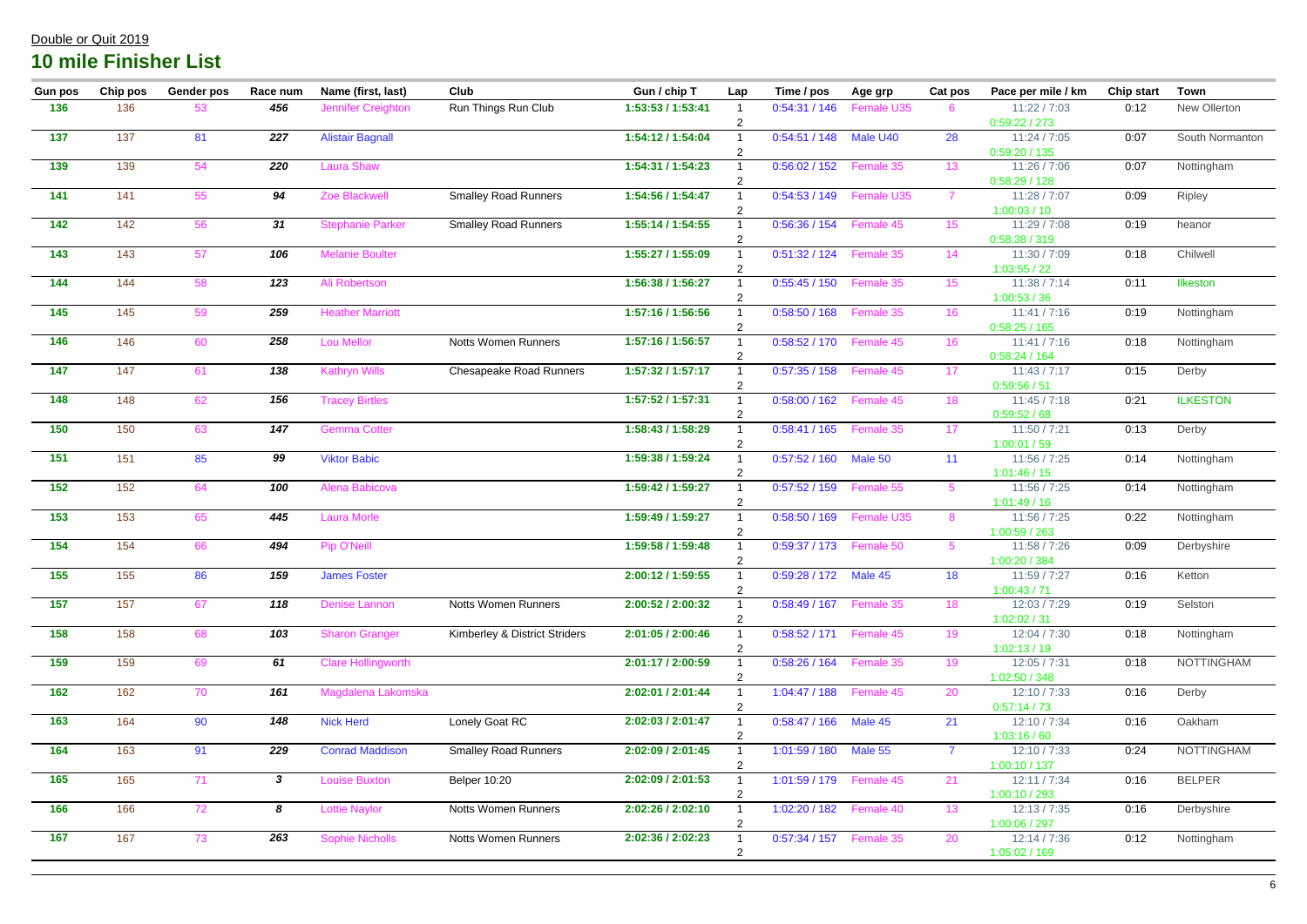Double or Quit 2019

## 10 mile Finisher List

| Gun pos | Chip pos | Gender pos | Race num | Name (first, last) | Club | Gun / chip T | Lap | Time / pos | Age grp | Cat pos | Pace per mile / km | Chip start | Town |
|---|---|---|---|---|---|---|---|---|---|---|---|---|---|
| 136 | 136 | 53 | 456 | Jennifer Creighton | Run Things Run Club | 1:53:53 / 1:53:41 | 1<br>2 | 0:54:31 / 146<br>0:59:22 / 273 | Female U35 | 6 | 11:22 / 7:03 | 0:12 | New Ollerton |
| 137 | 137 | 81 | 227 | Alistair Bagnall | | 1:54:12 / 1:54:04 | 1<br>2 | 0:54:51 / 148<br>0:59:20 / 135 | Male U40 | 28 | 11:24 / 7:05 | 0:07 | South Normanton |
| 139 | 139 | 54 | 220 | Laura Shaw | | 1:54:31 / 1:54:23 | 1<br>2 | 0:56:02 / 152<br>0:58:29 / 128 | Female 35 | 13 | 11:26 / 7:06 | 0:07 | Nottingham |
| 141 | 141 | 55 | 94 | Zoe Blackwell | Smalley Road Runners | 1:54:56 / 1:54:47 | 1<br>2 | 0:54:53 / 149<br>1:00:03 / 10 | Female U35 | 7 | 11:28 / 7:07 | 0:09 | Ripley |
| 142 | 142 | 56 | 31 | Stephanie Parker | Smalley Road Runners | 1:55:14 / 1:54:55 | 1<br>2 | 0:56:36 / 154<br>0:58:38 / 319 | Female 45 | 15 | 11:29 / 7:08 | 0:19 | heanor |
| 143 | 143 | 57 | 106 | Melanie Boulter | | 1:55:27 / 1:55:09 | 1<br>2 | 0:51:32 / 124<br>1:03:55 / 22 | Female 35 | 14 | 11:30 / 7:09 | 0:18 | Chilwell |
| 144 | 144 | 58 | 123 | Ali Robertson | | 1:56:38 / 1:56:27 | 1<br>2 | 0:55:45 / 150<br>1:00:53 / 36 | Female 35 | 15 | 11:38 / 7:14 | 0:11 | Ilkeston |
| 145 | 145 | 59 | 259 | Heather Marriott | | 1:57:16 / 1:56:56 | 1<br>2 | 0:58:50 / 168<br>0:58:25 / 165 | Female 35 | 16 | 11:41 / 7:16 | 0:19 | Nottingham |
| 146 | 146 | 60 | 258 | Lou Mellor | Notts Women Runners | 1:57:16 / 1:56:57 | 1<br>2 | 0:58:52 / 170<br>0:58:24 / 164 | Female 45 | 16 | 11:41 / 7:16 | 0:18 | Nottingham |
| 147 | 147 | 61 | 138 | Kathryn Wills | Chesapeake Road Runners | 1:57:32 / 1:57:17 | 1<br>2 | 0:57:35 / 158<br>0:59:56 / 51 | Female 45 | 17 | 11:43 / 7:17 | 0:15 | Derby |
| 148 | 148 | 62 | 156 | Tracey Birtles | | 1:57:52 / 1:57:31 | 1<br>2 | 0:58:00 / 162<br>0:59:52 / 68 | Female 45 | 18 | 11:45 / 7:18 | 0:21 | ILKESTON |
| 150 | 150 | 63 | 147 | Gemma Cotter | | 1:58:43 / 1:58:29 | 1<br>2 | 0:58:41 / 165<br>1:00:01 / 59 | Female 35 | 17 | 11:50 / 7:21 | 0:13 | Derby |
| 151 | 151 | 85 | 99 | Viktor Babic | | 1:59:38 / 1:59:24 | 1<br>2 | 0:57:52 / 160<br>1:01:46 / 15 | Male 50 | 11 | 11:56 / 7:25 | 0:14 | Nottingham |
| 152 | 152 | 64 | 100 | Alena Babicova | | 1:59:42 / 1:59:27 | 1<br>2 | 0:57:52 / 159<br>1:01:49 / 16 | Female 55 | 5 | 11:56 / 7:25 | 0:14 | Nottingham |
| 153 | 153 | 65 | 445 | Laura Morle | | 1:59:49 / 1:59:27 | 1<br>2 | 0:58:50 / 169<br>1:00:59 / 263 | Female U35 | 8 | 11:56 / 7:25 | 0:22 | Nottingham |
| 154 | 154 | 66 | 494 | Pip O'Neill | | 1:59:58 / 1:59:48 | 1<br>2 | 0:59:37 / 173<br>1:00:20 / 384 | Female 50 | 5 | 11:58 / 7:26 | 0:09 | Derbyshire |
| 155 | 155 | 86 | 159 | James Foster | | 2:00:12 / 1:59:55 | 1<br>2 | 0:59:28 / 172<br>1:00:43 / 71 | Male 45 | 18 | 11:59 / 7:27 | 0:16 | Ketton |
| 157 | 157 | 67 | 118 | Denise Lannon | Notts Women Runners | 2:00:52 / 2:00:32 | 1<br>2 | 0:58:49 / 167<br>1:02:02 / 31 | Female 35 | 18 | 12:03 / 7:29 | 0:19 | Selston |
| 158 | 158 | 68 | 103 | Sharon Granger | Kimberley & District Striders | 2:01:05 / 2:00:46 | 1<br>2 | 0:58:52 / 171<br>1:02:13 / 19 | Female 45 | 19 | 12:04 / 7:30 | 0:18 | Nottingham |
| 159 | 159 | 69 | 61 | Clare Hollingworth | | 2:01:17 / 2:00:59 | 1<br>2 | 0:58:26 / 164<br>1:02:50 / 348 | Female 35 | 19 | 12:05 / 7:31 | 0:18 | NOTTINGHAM |
| 162 | 162 | 70 | 161 | Magdalena Lakomska | | 2:02:01 / 2:01:44 | 1<br>2 | 1:04:47 / 188<br>0:57:14 / 73 | Female 45 | 20 | 12:10 / 7:33 | 0:16 | Derby |
| 163 | 164 | 90 | 148 | Nick Herd | Lonely Goat RC | 2:02:03 / 2:01:47 | 1<br>2 | 0:58:47 / 166<br>1:03:16 / 60 | Male 45 | 21 | 12:10 / 7:34 | 0:16 | Oakham |
| 164 | 163 | 91 | 229 | Conrad Maddison | Smalley Road Runners | 2:02:09 / 2:01:45 | 1<br>2 | 1:01:59 / 180<br>1:00:10 / 137 | Male 55 | 7 | 12:10 / 7:33 | 0:24 | NOTTINGHAM |
| 165 | 165 | 71 | 3 | Louise Buxton | Belper 10:20 | 2:02:09 / 2:01:53 | 1<br>2 | 1:01:59 / 179<br>1:00:10 / 293 | Female 45 | 21 | 12:11 / 7:34 | 0:16 | BELPER |
| 166 | 166 | 72 | 8 | Lottie Naylor | Notts Women Runners | 2:02:26 / 2:02:10 | 1<br>2 | 1:02:20 / 182<br>1:00:06 / 297 | Female 40 | 13 | 12:13 / 7:35 | 0:16 | Derbyshire |
| 167 | 167 | 73 | 263 | Sophie Nicholls | Notts Women Runners | 2:02:36 / 2:02:23 | 1<br>2 | 0:57:34 / 157<br>1:05:02 / 169 | Female 35 | 20 | 12:14 / 7:36 | 0:12 | Nottingham |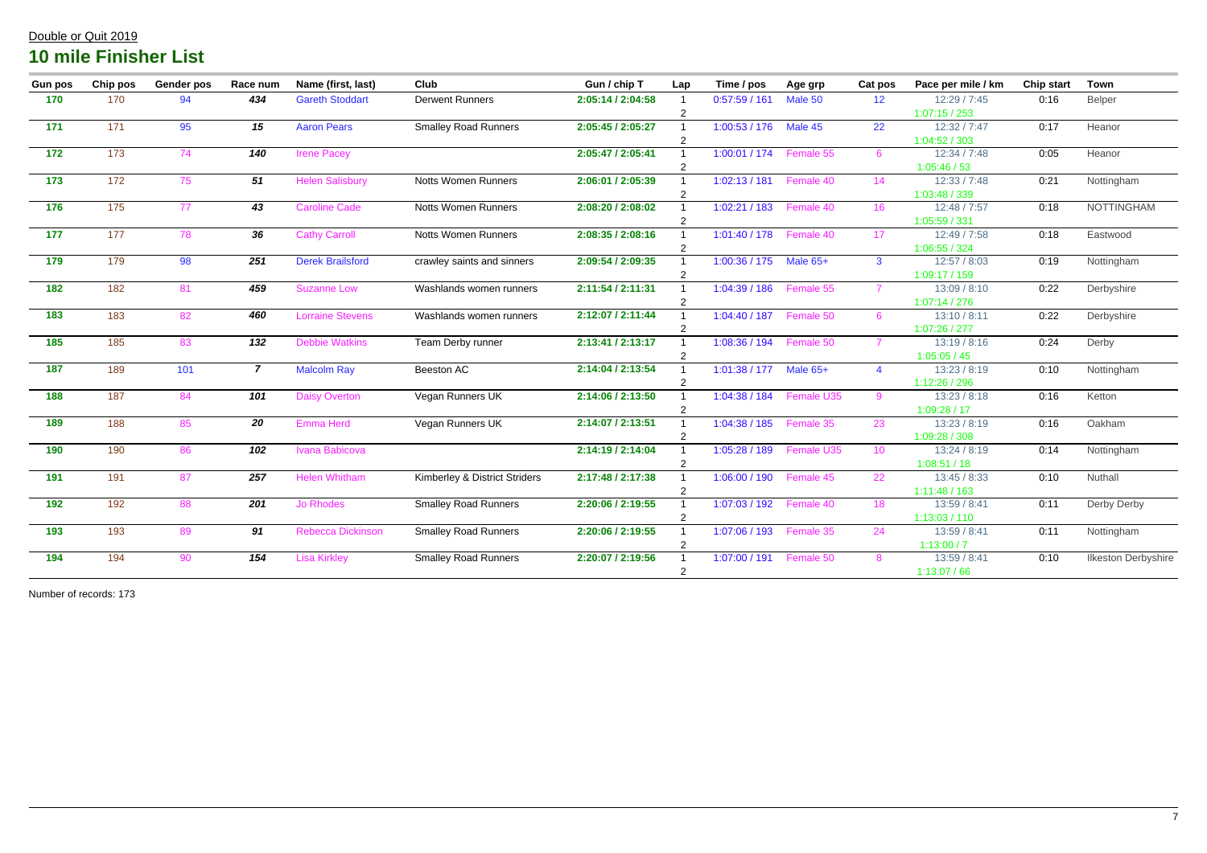Double or Quit 2019

## 10 mile Finisher List

| Gun pos | Chip pos | Gender pos | Race num | Name (first, last) | Club | Gun / chip T | Lap | Time / pos | Age grp | Cat pos | Pace per mile / km | Chip start | Town |
|---|---|---|---|---|---|---|---|---|---|---|---|---|---|
| 170 | 170 | 94 | 434 | Gareth Stoddart | Derwent Runners | 2:05:14 / 2:04:58 | 1<br>2 | 0:57:59 / 161 | Male 50 | 12 | 12:29 / 7:45<br>1:07:15 / 253 | 0:16 | Belper |
| 171 | 171 | 95 | 15 | Aaron Pears | Smalley Road Runners | 2:05:45 / 2:05:27 | 1<br>2 | 1:00:53 / 176 | Male 45 | 22 | 12:32 / 7:47<br>1:04:52 / 303 | 0:17 | Heanor |
| 172 | 173 | 74 | 140 | Irene Pacey | | 2:05:47 / 2:05:41 | 1<br>2 | 1:00:01 / 174 | Female 55 | 6 | 12:34 / 7:48<br>1:05:46 / 53 | 0:05 | Heanor |
| 173 | 172 | 75 | 51 | Helen Salisbury | Notts Women Runners | 2:06:01 / 2:05:39 | 1<br>2 | 1:02:13 / 181 | Female 40 | 14 | 12:33 / 7:48<br>1:03:48 / 339 | 0:21 | Nottingham |
| 176 | 175 | 77 | 43 | Caroline Cade | Notts Women Runners | 2:08:20 / 2:08:02 | 1<br>2 | 1:02:21 / 183 | Female 40 | 16 | 12:48 / 7:57<br>1:05:59 / 331 | 0:18 | NOTTINGHAM |
| 177 | 177 | 78 | 36 | Cathy Carroll | Notts Women Runners | 2:08:35 / 2:08:16 | 1<br>2 | 1:01:40 / 178 | Female 40 | 17 | 12:49 / 7:58<br>1:06:55 / 324 | 0:18 | Eastwood |
| 179 | 179 | 98 | 251 | Derek Brailsford | crawley saints and sinners | 2:09:54 / 2:09:35 | 1<br>2 | 1:00:36 / 175 | Male 65+ | 3 | 12:57 / 8:03<br>1:09:17 / 159 | 0:19 | Nottingham |
| 182 | 182 | 81 | 459 | Suzanne Low | Washlands women runners | 2:11:54 / 2:11:31 | 1<br>2 | 1:04:39 / 186 | Female 55 | 7 | 13:09 / 8:10<br>1:07:14 / 276 | 0:22 | Derbyshire |
| 183 | 183 | 82 | 460 | Lorraine Stevens | Washlands women runners | 2:12:07 / 2:11:44 | 1<br>2 | 1:04:40 / 187 | Female 50 | 6 | 13:10 / 8:11<br>1:07:26 / 277 | 0:22 | Derbyshire |
| 185 | 185 | 83 | 132 | Debbie Watkins | Team Derby runner | 2:13:41 / 2:13:17 | 1<br>2 | 1:08:36 / 194 | Female 50 | 7 | 13:19 / 8:16<br>1:05:05 / 45 | 0:24 | Derby |
| 187 | 189 | 101 | 7 | Malcolm Ray | Beeston AC | 2:14:04 / 2:13:54 | 1<br>2 | 1:01:38 / 177 | Male 65+ | 4 | 13:23 / 8:19<br>1:12:26 / 296 | 0:10 | Nottingham |
| 188 | 187 | 84 | 101 | Daisy Overton | Vegan Runners UK | 2:14:06 / 2:13:50 | 1<br>2 | 1:04:38 / 184 | Female U35 | 9 | 13:23 / 8:18<br>1:09:28 / 17 | 0:16 | Ketton |
| 189 | 188 | 85 | 20 | Emma Herd | Vegan Runners UK | 2:14:07 / 2:13:51 | 1<br>2 | 1:04:38 / 185 | Female 35 | 23 | 13:23 / 8:19<br>1:09:28 / 308 | 0:16 | Oakham |
| 190 | 190 | 86 | 102 | Ivana Babicova | | 2:14:19 / 2:14:04 | 1<br>2 | 1:05:28 / 189 | Female U35 | 10 | 13:24 / 8:19<br>1:08:51 / 18 | 0:14 | Nottingham |
| 191 | 191 | 87 | 257 | Helen Whitham | Kimberley & District Striders | 2:17:48 / 2:17:38 | 1<br>2 | 1:06:00 / 190 | Female 45 | 22 | 13:45 / 8:33<br>1:11:48 / 163 | 0:10 | Nuthall |
| 192 | 192 | 88 | 201 | Jo Rhodes | Smalley Road Runners | 2:20:06 / 2:19:55 | 1<br>2 | 1:07:03 / 192 | Female 40 | 18 | 13:59 / 8:41<br>1:13:03 / 110 | 0:11 | Derby Derby |
| 193 | 193 | 89 | 91 | Rebecca Dickinson | Smalley Road Runners | 2:20:06 / 2:19:55 | 1<br>2 | 1:07:06 / 193 | Female 35 | 24 | 13:59 / 8:41<br>1:13:00 / 7 | 0:11 | Nottingham |
| 194 | 194 | 90 | 154 | Lisa Kirkley | Smalley Road Runners | 2:20:07 / 2:19:56 | 1<br>2 | 1:07:00 / 191 | Female 50 | 8 | 13:59 / 8:41<br>1:13:07 / 66 | 0:10 | Ilkeston Derbyshire |

Number of records: 173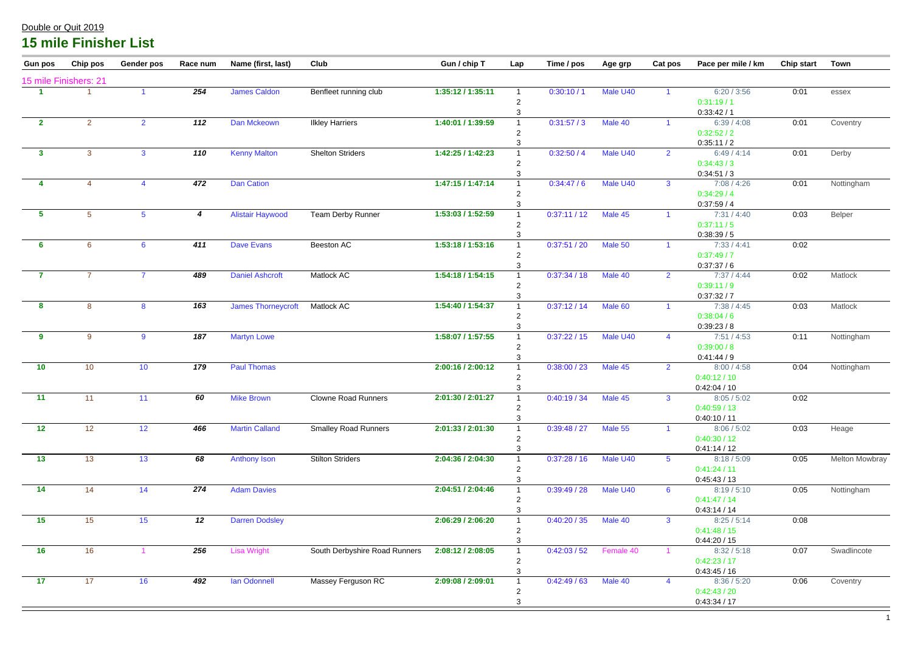Double or Quit 2019

## 15 mile Finisher List

| Gun pos | Chip pos | Gender pos | Race num | Name (first, last) | Club | Gun / chip T | Lap | Time / pos | Age grp | Cat pos | Pace per mile / km | Chip start | Town |
|---|---|---|---|---|---|---|---|---|---|---|---|---|---|
| 15 mile Finishers: 21 | | | | | | | | | | | | | |
| **1** | 1 | 1 | ***254*** | James Caldon | Benfleet running club | **1:35:12 / 1:35:11** | 1 | 0:30:10 / 1 | Male U40 | 1 | 6:20 / 3:56 | 0:01 | essex |
| | | | | | | | 2 | | | | 0:31:19 / 1 | | |
| | | | | | | | 3 | | | | 0:33:42 / 1 | | |
| **2** | 2 | 2 | ***112*** | Dan Mckeown | Ilkley Harriers | **1:40:01 / 1:39:59** | 1 | 0:31:57 / 3 | Male 40 | 1 | 6:39 / 4:08 | 0:01 | Coventry |
| | | | | | | | 2 | | | | 0:32:52 / 2 | | |
| | | | | | | | 3 | | | | 0:35:11 / 2 | | |
| **3** | 3 | 3 | ***110*** | Kenny Malton | Shelton Striders | **1:42:25 / 1:42:23** | 1 | 0:32:50 / 4 | Male U40 | 2 | 6:49 / 4:14 | 0:01 | Derby |
| | | | | | | | 2 | | | | 0:34:43 / 3 | | |
| | | | | | | | 3 | | | | 0:34:51 / 3 | | |
| **4** | 4 | 4 | ***472*** | Dan Cation | | **1:47:15 / 1:47:14** | 1 | 0:34:47 / 6 | Male U40 | 3 | 7:08 / 4:26 | 0:01 | Nottingham |
| | | | | | | | 2 | | | | 0:34:29 / 4 | | |
| | | | | | | | 3 | | | | 0:37:59 / 4 | | |
| **5** | 5 | 5 | ***4*** | Alistair Haywood | Team Derby Runner | **1:53:03 / 1:52:59** | 1 | 0:37:11 / 12 | Male 45 | 1 | 7:31 / 4:40 | 0:03 | Belper |
| | | | | | | | 2 | | | | 0:37:11 / 5 | | |
| | | | | | | | 3 | | | | 0:38:39 / 5 | | |
| **6** | 6 | 6 | ***411*** | Dave Evans | Beeston AC | **1:53:18 / 1:53:16** | 1 | 0:37:51 / 20 | Male 50 | 1 | 7:33 / 4:41 | 0:02 | |
| | | | | | | | 2 | | | | 0:37:49 / 7 | | |
| | | | | | | | 3 | | | | 0:37:37 / 6 | | |
| **7** | 7 | 7 | ***489*** | Daniel Ashcroft | Matlock AC | **1:54:18 / 1:54:15** | 1 | 0:37:34 / 18 | Male 40 | 2 | 7:37 / 4:44 | 0:02 | Matlock |
| | | | | | | | 2 | | | | 0:39:11 / 9 | | |
| | | | | | | | 3 | | | | 0:37:32 / 7 | | |
| **8** | 8 | 8 | ***163*** | James Thorneycroft | Matlock AC | **1:54:40 / 1:54:37** | 1 | 0:37:12 / 14 | Male 60 | 1 | 7:38 / 4:45 | 0:03 | Matlock |
| | | | | | | | 2 | | | | 0:38:04 / 6 | | |
| | | | | | | | 3 | | | | 0:39:23 / 8 | | |
| **9** | 9 | 9 | ***187*** | Martyn Lowe | | **1:58:07 / 1:57:55** | 1 | 0:37:22 / 15 | Male U40 | 4 | 7:51 / 4:53 | 0:11 | Nottingham |
| | | | | | | | 2 | | | | 0:39:00 / 8 | | |
| | | | | | | | 3 | | | | 0:41:44 / 9 | | |
| **10** | 10 | 10 | ***179*** | Paul Thomas | | **2:00:16 / 2:00:12** | 1 | 0:38:00 / 23 | Male 45 | 2 | 8:00 / 4:58 | 0:04 | Nottingham |
| | | | | | | | 2 | | | | 0:40:12 / 10 | | |
| | | | | | | | 3 | | | | 0:42:04 / 10 | | |
| **11** | 11 | 11 | ***60*** | Mike Brown | Clowne Road Runners | **2:01:30 / 2:01:27** | 1 | 0:40:19 / 34 | Male 45 | 3 | 8:05 / 5:02 | 0:02 | |
| | | | | | | | 2 | | | | 0:40:59 / 13 | | |
| | | | | | | | 3 | | | | 0:40:10 / 11 | | |
| **12** | 12 | 12 | ***466*** | Martin Calland | Smalley Road Runners | **2:01:33 / 2:01:30** | 1 | 0:39:48 / 27 | Male 55 | 1 | 8:06 / 5:02 | 0:03 | Heage |
| | | | | | | | 2 | | | | 0:40:30 / 12 | | |
| | | | | | | | 3 | | | | 0:41:14 / 12 | | |
| **13** | 13 | 13 | ***68*** | Anthony Ison | Stilton Striders | **2:04:36 / 2:04:30** | 1 | 0:37:28 / 16 | Male U40 | 5 | 8:18 / 5:09 | 0:05 | Melton Mowbray |
| | | | | | | | 2 | | | | 0:41:24 / 11 | | |
| | | | | | | | 3 | | | | 0:45:43 / 13 | | |
| **14** | 14 | 14 | ***274*** | Adam Davies | | **2:04:51 / 2:04:46** | 1 | 0:39:49 / 28 | Male U40 | 6 | 8:19 / 5:10 | 0:05 | Nottingham |
| | | | | | | | 2 | | | | 0:41:47 / 14 | | |
| | | | | | | | 3 | | | | 0:43:14 / 14 | | |
| **15** | 15 | 15 | ***12*** | Darren Dodsley | | **2:06:29 / 2:06:20** | 1 | 0:40:20 / 35 | Male 40 | 3 | 8:25 / 5:14 | 0:08 | |
| | | | | | | | 2 | | | | 0:41:48 / 15 | | |
| | | | | | | | 3 | | | | 0:44:20 / 15 | | |
| **16** | 16 | 1 | ***256*** | Lisa Wright | South Derbyshire Road Runners | **2:08:12 / 2:08:05** | 1 | 0:42:03 / 52 | Female 40 | 1 | 8:32 / 5:18 | 0:07 | Swadlincote |
| | | | | | | | 2 | | | | 0:42:23 / 17 | | |
| | | | | | | | 3 | | | | 0:43:45 / 16 | | |
| **17** | 17 | 16 | ***492*** | Ian Odonnell | Massey Ferguson RC | **2:09:08 / 2:09:01** | 1 | 0:42:49 / 63 | Male 40 | 4 | 8:36 / 5:20 | 0:06 | Coventry |
| | | | | | | | 2 | | | | 0:42:43 / 20 | | |
| | | | | | | | 3 | | | | 0:43:34 / 17 | | |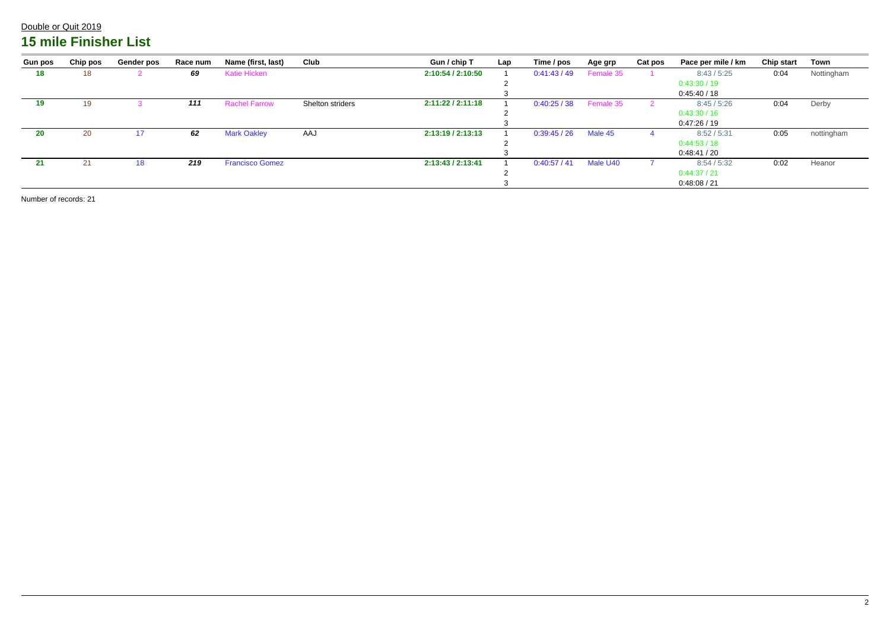Double or Quit 2019

## 15 mile Finisher List

| Gun pos | Chip pos | Gender pos | Race num | Name (first, last) | Club | Gun / chip T | Lap | Time / pos | Age grp | Cat pos | Pace per mile / km | Chip start | Town |
|---|---|---|---|---|---|---|---|---|---|---|---|---|---|
| **18** | 18 | 2 | ***69*** | Katie Hicken | | **2:10:54 / 2:10:50** | 1 | 0:41:43 / 49 | Female 35 | 1 | 8:43 / 5:25 | 0:04 | Nottingham |
| | | | | | | | 2 | | | | 0:43:30 / 19 | | |
| | | | | | | | 3 | | | | 0:45:40 / 18 | | |
| **19** | 19 | 3 | ***111*** | Rachel Farrow | Shelton striders | **2:11:22 / 2:11:18** | 1 | 0:40:25 / 38 | Female 35 | 2 | 8:45 / 5:26 | 0:04 | Derby |
| | | | | | | | 2 | | | | 0:43:30 / 16 | | |
| | | | | | | | 3 | | | | 0:47:26 / 19 | | |
| **20** | 20 | 17 | ***62*** | Mark Oakley | AAJ | **2:13:19 / 2:13:13** | 1 | 0:39:45 / 26 | Male 45 | 4 | 8:52 / 5:31 | 0:05 | nottingham |
| | | | | | | | 2 | | | | 0:44:53 / 18 | | |
| | | | | | | | 3 | | | | 0:48:41 / 20 | | |
| **21** | 21 | 18 | ***219*** | Francisco Gomez | | **2:13:43 / 2:13:41** | 1 | 0:40:57 / 41 | Male U40 | 7 | 8:54 / 5:32 | 0:02 | Heanor |
| | | | | | | | 2 | | | | 0:44:37 / 21 | | |
| | | | | | | | 3 | | | | 0:48:08 / 21 | | |

Number of records: 21